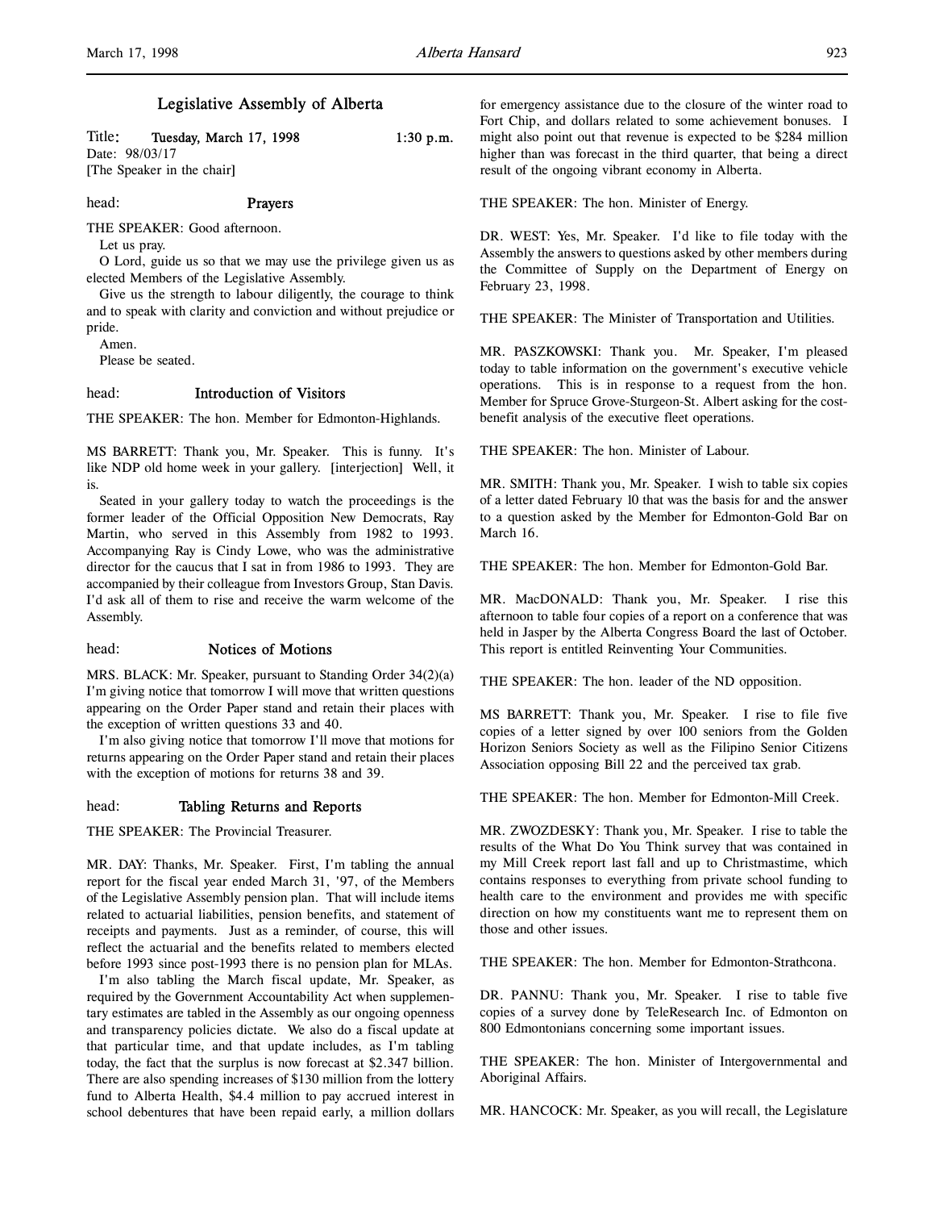# Legislative Assembly of Alberta

Title: **Tuesday, March 17, 1998** 1:30 p.m.
Date: 98/03/17
[The Speaker in the chair]

head: **Prayers**

THE SPEAKER: Good afternoon.

Let us pray.

O Lord, guide us so that we may use the privilege given us as elected Members of the Legislative Assembly.

Give us the strength to labour diligently, the courage to think and to speak with clarity and conviction and without prejudice or pride.

Amen.

Please be seated.

head: **Introduction of Visitors**

THE SPEAKER: The hon. Member for Edmonton-Highlands.

MS BARRETT: Thank you, Mr. Speaker. This is funny. It's like NDP old home week in your gallery. [interjection] Well, it is.

Seated in your gallery today to watch the proceedings is the former leader of the Official Opposition New Democrats, Ray Martin, who served in this Assembly from 1982 to 1993. Accompanying Ray is Cindy Lowe, who was the administrative director for the caucus that I sat in from 1986 to 1993. They are accompanied by their colleague from Investors Group, Stan Davis. I'd ask all of them to rise and receive the warm welcome of the Assembly.

head: **Notices of Motions**

MRS. BLACK: Mr. Speaker, pursuant to Standing Order 34(2)(a) I'm giving notice that tomorrow I will move that written questions appearing on the Order Paper stand and retain their places with the exception of written questions 33 and 40.

I'm also giving notice that tomorrow I'll move that motions for returns appearing on the Order Paper stand and retain their places with the exception of motions for returns 38 and 39.

head: **Tabling Returns and Reports**

THE SPEAKER: The Provincial Treasurer.

MR. DAY: Thanks, Mr. Speaker. First, I'm tabling the annual report for the fiscal year ended March 31, '97, of the Members of the Legislative Assembly pension plan. That will include items related to actuarial liabilities, pension benefits, and statement of receipts and payments. Just as a reminder, of course, this will reflect the actuarial and the benefits related to members elected before 1993 since post-1993 there is no pension plan for MLAs.

I'm also tabling the March fiscal update, Mr. Speaker, as required by the Government Accountability Act when supplementary estimates are tabled in the Assembly as our ongoing openness and transparency policies dictate. We also do a fiscal update at that particular time, and that update includes, as I'm tabling today, the fact that the surplus is now forecast at $2.347 billion. There are also spending increases of $130 million from the lottery fund to Alberta Health, $4.4 million to pay accrued interest in school debentures that have been repaid early, a million dollars for emergency assistance due to the closure of the winter road to Fort Chip, and dollars related to some achievement bonuses. I might also point out that revenue is expected to be $284 million higher than was forecast in the third quarter, that being a direct result of the ongoing vibrant economy in Alberta.

THE SPEAKER: The hon. Minister of Energy.

DR. WEST: Yes, Mr. Speaker. I'd like to file today with the Assembly the answers to questions asked by other members during the Committee of Supply on the Department of Energy on February 23, 1998.

THE SPEAKER: The Minister of Transportation and Utilities.

MR. PASZKOWSKI: Thank you. Mr. Speaker, I'm pleased today to table information on the government's executive vehicle operations. This is in response to a request from the hon. Member for Spruce Grove-Sturgeon-St. Albert asking for the cost-benefit analysis of the executive fleet operations.

THE SPEAKER: The hon. Minister of Labour.

MR. SMITH: Thank you, Mr. Speaker. I wish to table six copies of a letter dated February 10 that was the basis for and the answer to a question asked by the Member for Edmonton-Gold Bar on March 16.

THE SPEAKER: The hon. Member for Edmonton-Gold Bar.

MR. MacDONALD: Thank you, Mr. Speaker. I rise this afternoon to table four copies of a report on a conference that was held in Jasper by the Alberta Congress Board the last of October. This report is entitled Reinventing Your Communities.

THE SPEAKER: The hon. leader of the ND opposition.

MS BARRETT: Thank you, Mr. Speaker. I rise to file five copies of a letter signed by over 100 seniors from the Golden Horizon Seniors Society as well as the Filipino Senior Citizens Association opposing Bill 22 and the perceived tax grab.

THE SPEAKER: The hon. Member for Edmonton-Mill Creek.

MR. ZWOZDESKY: Thank you, Mr. Speaker. I rise to table the results of the What Do You Think survey that was contained in my Mill Creek report last fall and up to Christmastime, which contains responses to everything from private school funding to health care to the environment and provides me with specific direction on how my constituents want me to represent them on those and other issues.

THE SPEAKER: The hon. Member for Edmonton-Strathcona.

DR. PANNU: Thank you, Mr. Speaker. I rise to table five copies of a survey done by TeleResearch Inc. of Edmonton on 800 Edmontonians concerning some important issues.

THE SPEAKER: The hon. Minister of Intergovernmental and Aboriginal Affairs.

MR. HANCOCK: Mr. Speaker, as you will recall, the Legislature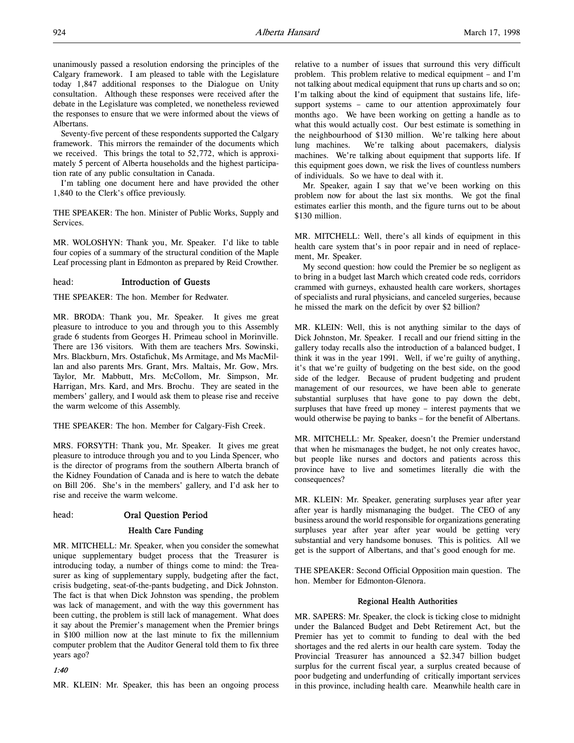unanimously passed a resolution endorsing the principles of the Calgary framework. I am pleased to table with the Legislature today 1,847 additional responses to the Dialogue on Unity consultation. Although these responses were received after the debate in the Legislature was completed, we nonetheless reviewed the responses to ensure that we were informed about the views of Albertans.

Seventy-five percent of these respondents supported the Calgary framework. This mirrors the remainder of the documents which we received. This brings the total to 52,772, which is approximately 5 percent of Alberta households and the highest participation rate of any public consultation in Canada.

I'm tabling one document here and have provided the other 1,840 to the Clerk's office previously.

THE SPEAKER: The hon. Minister of Public Works, Supply and Services.

MR. WOLOSHYN: Thank you, Mr. Speaker. I'd like to table four copies of a summary of the structural condition of the Maple Leaf processing plant in Edmonton as prepared by Reid Crowther.

## head: Introduction of Guests

THE SPEAKER: The hon. Member for Redwater.

MR. BRODA: Thank you, Mr. Speaker. It gives me great pleasure to introduce to you and through you to this Assembly grade 6 students from Georges H. Primeau school in Morinville. There are 136 visitors. With them are teachers Mrs. Sowinski, Mrs. Blackburn, Mrs. Ostafichuk, Ms Armitage, and Ms MacMillan and also parents Mrs. Grant, Mrs. Maltais, Mr. Gow, Mrs. Taylor, Mr. Mabbutt, Mrs. McCollom, Mr. Simpson, Mr. Harrigan, Mrs. Kard, and Mrs. Brochu. They are seated in the members' gallery, and I would ask them to please rise and receive the warm welcome of this Assembly.

THE SPEAKER: The hon. Member for Calgary-Fish Creek.

MRS. FORSYTH: Thank you, Mr. Speaker. It gives me great pleasure to introduce through you and to you Linda Spencer, who is the director of programs from the southern Alberta branch of the Kidney Foundation of Canada and is here to watch the debate on Bill 206. She's in the members' gallery, and I'd ask her to rise and receive the warm welcome.

## head: Oral Question Period

### Health Care Funding

MR. MITCHELL: Mr. Speaker, when you consider the somewhat unique supplementary budget process that the Treasurer is introducing today, a number of things come to mind: the Treasurer as king of supplementary supply, budgeting after the fact, crisis budgeting, seat-of-the-pants budgeting, and Dick Johnston. The fact is that when Dick Johnston was spending, the problem was lack of management, and with the way this government has been cutting, the problem is still lack of management. What does it say about the Premier's management when the Premier brings in $100 million now at the last minute to fix the millennium computer problem that the Auditor General told them to fix three years ago?

*1:40*

MR. KLEIN: Mr. Speaker, this has been an ongoing process relative to a number of issues that surround this very difficult problem. This problem relative to medical equipment – and I'm not talking about medical equipment that runs up charts and so on; I'm talking about the kind of equipment that sustains life, life-support systems – came to our attention approximately four months ago. We have been working on getting a handle as to what this would actually cost. Our best estimate is something in the neighbourhood of $130 million. We're talking here about lung machines. We're talking about pacemakers, dialysis machines. We're talking about equipment that supports life. If this equipment goes down, we risk the lives of countless numbers of individuals. So we have to deal with it.

Mr. Speaker, again I say that we've been working on this problem now for about the last six months. We got the final estimates earlier this month, and the figure turns out to be about $130 million.

MR. MITCHELL: Well, there's all kinds of equipment in this health care system that's in poor repair and in need of replacement, Mr. Speaker.

My second question: how could the Premier be so negligent as to bring in a budget last March which created code reds, corridors crammed with gurneys, exhausted health care workers, shortages of specialists and rural physicians, and canceled surgeries, because he missed the mark on the deficit by over $2 billion?

MR. KLEIN: Well, this is not anything similar to the days of Dick Johnston, Mr. Speaker. I recall and our friend sitting in the gallery today recalls also the introduction of a balanced budget, I think it was in the year 1991. Well, if we're guilty of anything, it's that we're guilty of budgeting on the best side, on the good side of the ledger. Because of prudent budgeting and prudent management of our resources, we have been able to generate substantial surpluses that have gone to pay down the debt, surpluses that have freed up money – interest payments that we would otherwise be paying to banks – for the benefit of Albertans.

MR. MITCHELL: Mr. Speaker, doesn't the Premier understand that when he mismanages the budget, he not only creates havoc, but people like nurses and doctors and patients across this province have to live and sometimes literally die with the consequences?

MR. KLEIN: Mr. Speaker, generating surpluses year after year after year is hardly mismanaging the budget. The CEO of any business around the world responsible for organizations generating surpluses year after year after year would be getting very substantial and very handsome bonuses. This is politics. All we get is the support of Albertans, and that's good enough for me.

THE SPEAKER: Second Official Opposition main question. The hon. Member for Edmonton-Glenora.

### Regional Health Authorities

MR. SAPERS: Mr. Speaker, the clock is ticking close to midnight under the Balanced Budget and Debt Retirement Act, but the Premier has yet to commit to funding to deal with the bed shortages and the red alerts in our health care system. Today the Provincial Treasurer has announced a $2.347 billion budget surplus for the current fiscal year, a surplus created because of poor budgeting and underfunding of critically important services in this province, including health care. Meanwhile health care in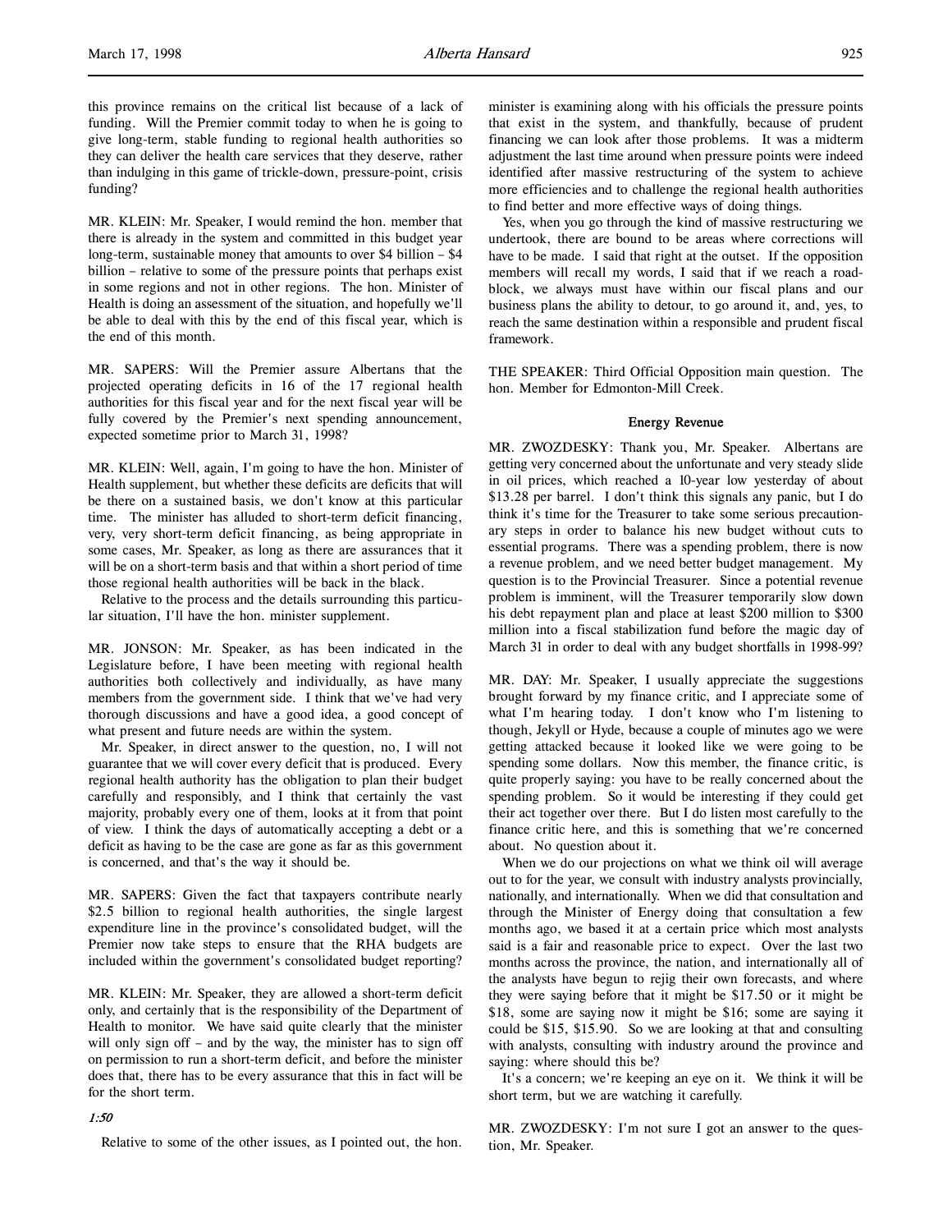this province remains on the critical list because of a lack of funding. Will the Premier commit today to when he is going to give long-term, stable funding to regional health authorities so they can deliver the health care services that they deserve, rather than indulging in this game of trickle-down, pressure-point, crisis funding?

MR. KLEIN: Mr. Speaker, I would remind the hon. member that there is already in the system and committed in this budget year long-term, sustainable money that amounts to over $4 billion – $4 billion – relative to some of the pressure points that perhaps exist in some regions and not in other regions. The hon. Minister of Health is doing an assessment of the situation, and hopefully we'll be able to deal with this by the end of this fiscal year, which is the end of this month.

MR. SAPERS: Will the Premier assure Albertans that the projected operating deficits in 16 of the 17 regional health authorities for this fiscal year and for the next fiscal year will be fully covered by the Premier's next spending announcement, expected sometime prior to March 31, 1998?

MR. KLEIN: Well, again, I'm going to have the hon. Minister of Health supplement, but whether these deficits are deficits that will be there on a sustained basis, we don't know at this particular time. The minister has alluded to short-term deficit financing, very, very short-term deficit financing, as being appropriate in some cases, Mr. Speaker, as long as there are assurances that it will be on a short-term basis and that within a short period of time those regional health authorities will be back in the black.

Relative to the process and the details surrounding this particular situation, I'll have the hon. minister supplement.

MR. JONSON: Mr. Speaker, as has been indicated in the Legislature before, I have been meeting with regional health authorities both collectively and individually, as have many members from the government side. I think that we've had very thorough discussions and have a good idea, a good concept of what present and future needs are within the system.

Mr. Speaker, in direct answer to the question, no, I will not guarantee that we will cover every deficit that is produced. Every regional health authority has the obligation to plan their budget carefully and responsibly, and I think that certainly the vast majority, probably every one of them, looks at it from that point of view. I think the days of automatically accepting a debt or a deficit as having to be the case are gone as far as this government is concerned, and that's the way it should be.

MR. SAPERS: Given the fact that taxpayers contribute nearly $2.5 billion to regional health authorities, the single largest expenditure line in the province's consolidated budget, will the Premier now take steps to ensure that the RHA budgets are included within the government's consolidated budget reporting?

MR. KLEIN: Mr. Speaker, they are allowed a short-term deficit only, and certainly that is the responsibility of the Department of Health to monitor. We have said quite clearly that the minister will only sign off – and by the way, the minister has to sign off on permission to run a short-term deficit, and before the minister does that, there has to be every assurance that this in fact will be for the short term.

*1:50*

Relative to some of the other issues, as I pointed out, the hon. minister is examining along with his officials the pressure points that exist in the system, and thankfully, because of prudent financing we can look after those problems. It was a midterm adjustment the last time around when pressure points were indeed identified after massive restructuring of the system to achieve more efficiencies and to challenge the regional health authorities to find better and more effective ways of doing things.

Yes, when you go through the kind of massive restructuring we undertook, there are bound to be areas where corrections will have to be made. I said that right at the outset. If the opposition members will recall my words, I said that if we reach a roadblock, we always must have within our fiscal plans and our business plans the ability to detour, to go around it, and, yes, to reach the same destination within a responsible and prudent fiscal framework.

THE SPEAKER: Third Official Opposition main question. The hon. Member for Edmonton-Mill Creek.

### Energy Revenue

MR. ZWOZDESKY: Thank you, Mr. Speaker. Albertans are getting very concerned about the unfortunate and very steady slide in oil prices, which reached a 10-year low yesterday of about $13.28 per barrel. I don't think this signals any panic, but I do think it's time for the Treasurer to take some serious precautionary steps in order to balance his new budget without cuts to essential programs. There was a spending problem, there is now a revenue problem, and we need better budget management. My question is to the Provincial Treasurer. Since a potential revenue problem is imminent, will the Treasurer temporarily slow down his debt repayment plan and place at least $200 million to $300 million into a fiscal stabilization fund before the magic day of March 31 in order to deal with any budget shortfalls in 1998-99?

MR. DAY: Mr. Speaker, I usually appreciate the suggestions brought forward by my finance critic, and I appreciate some of what I'm hearing today. I don't know who I'm listening to though, Jekyll or Hyde, because a couple of minutes ago we were getting attacked because it looked like we were going to be spending some dollars. Now this member, the finance critic, is quite properly saying: you have to be really concerned about the spending problem. So it would be interesting if they could get their act together over there. But I do listen most carefully to the finance critic here, and this is something that we're concerned about. No question about it.

When we do our projections on what we think oil will average out to for the year, we consult with industry analysts provincially, nationally, and internationally. When we did that consultation and through the Minister of Energy doing that consultation a few months ago, we based it at a certain price which most analysts said is a fair and reasonable price to expect. Over the last two months across the province, the nation, and internationally all of the analysts have begun to rejig their own forecasts, and where they were saying before that it might be $17.50 or it might be $18, some are saying now it might be $16; some are saying it could be $15, $15.90. So we are looking at that and consulting with analysts, consulting with industry around the province and saying: where should this be?

It's a concern; we're keeping an eye on it. We think it will be short term, but we are watching it carefully.

MR. ZWOZDESKY: I'm not sure I got an answer to the question, Mr. Speaker.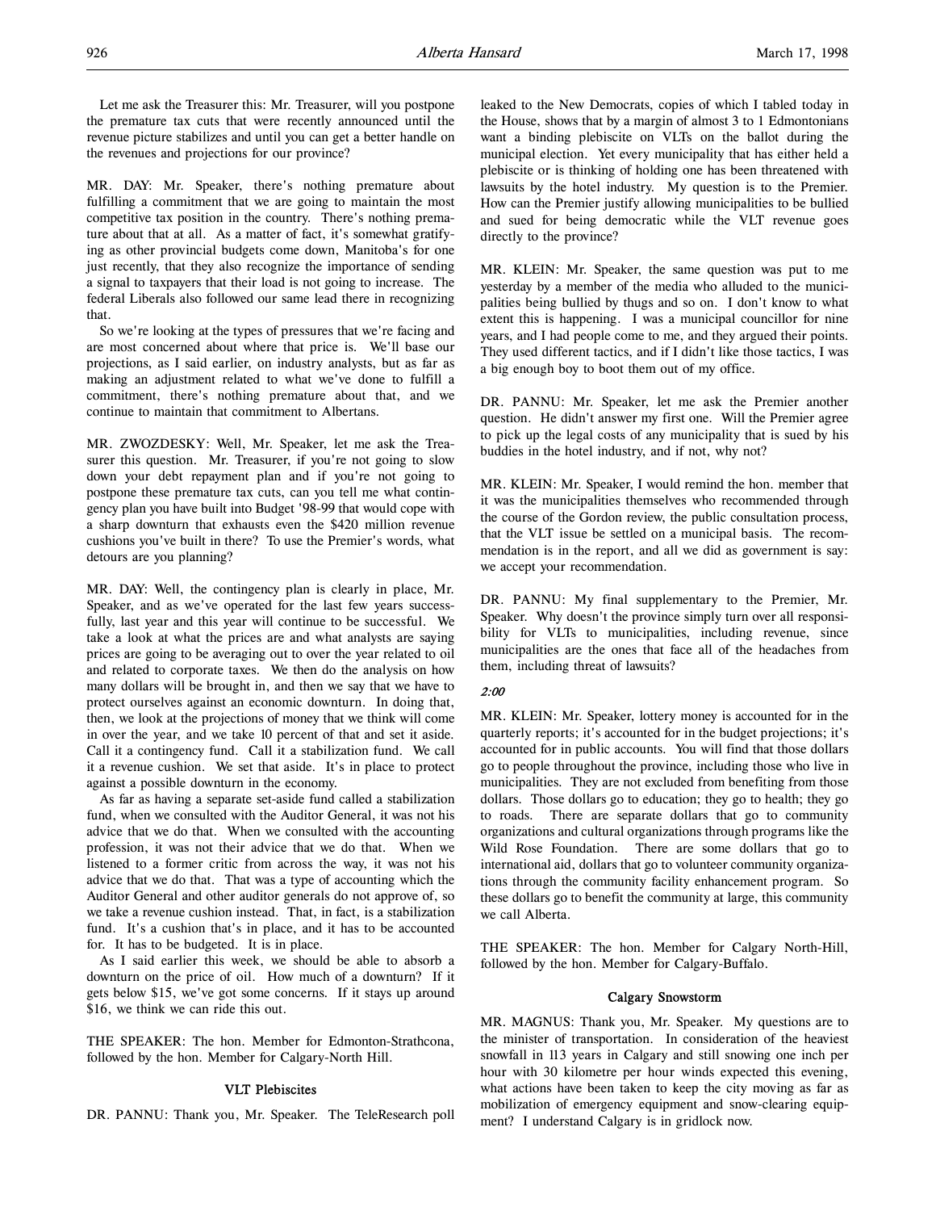Let me ask the Treasurer this: Mr. Treasurer, will you postpone the premature tax cuts that were recently announced until the revenue picture stabilizes and until you can get a better handle on the revenues and projections for our province?

MR. DAY: Mr. Speaker, there's nothing premature about fulfilling a commitment that we are going to maintain the most competitive tax position in the country. There's nothing premature about that at all. As a matter of fact, it's somewhat gratifying as other provincial budgets come down, Manitoba's for one just recently, that they also recognize the importance of sending a signal to taxpayers that their load is not going to increase. The federal Liberals also followed our same lead there in recognizing that.

So we're looking at the types of pressures that we're facing and are most concerned about where that price is. We'll base our projections, as I said earlier, on industry analysts, but as far as making an adjustment related to what we've done to fulfill a commitment, there's nothing premature about that, and we continue to maintain that commitment to Albertans.

MR. ZWOZDESKY: Well, Mr. Speaker, let me ask the Treasurer this question. Mr. Treasurer, if you're not going to slow down your debt repayment plan and if you're not going to postpone these premature tax cuts, can you tell me what contingency plan you have built into Budget '98-99 that would cope with a sharp downturn that exhausts even the $420 million revenue cushions you've built in there? To use the Premier's words, what detours are you planning?

MR. DAY: Well, the contingency plan is clearly in place, Mr. Speaker, and as we've operated for the last few years successfully, last year and this year will continue to be successful. We take a look at what the prices are and what analysts are saying prices are going to be averaging out to over the year related to oil and related to corporate taxes. We then do the analysis on how many dollars will be brought in, and then we say that we have to protect ourselves against an economic downturn. In doing that, then, we look at the projections of money that we think will come in over the year, and we take 10 percent of that and set it aside. Call it a contingency fund. Call it a stabilization fund. We call it a revenue cushion. We set that aside. It's in place to protect against a possible downturn in the economy.

As far as having a separate set-aside fund called a stabilization fund, when we consulted with the Auditor General, it was not his advice that we do that. When we consulted with the accounting profession, it was not their advice that we do that. When we listened to a former critic from across the way, it was not his advice that we do that. That was a type of accounting which the Auditor General and other auditor generals do not approve of, so we take a revenue cushion instead. That, in fact, is a stabilization fund. It's a cushion that's in place, and it has to be accounted for. It has to be budgeted. It is in place.

As I said earlier this week, we should be able to absorb a downturn on the price of oil. How much of a downturn? If it gets below $15, we've got some concerns. If it stays up around $16, we think we can ride this out.

THE SPEAKER: The hon. Member for Edmonton-Strathcona, followed by the hon. Member for Calgary-North Hill.

### VLT Plebiscites

DR. PANNU: Thank you, Mr. Speaker. The TeleResearch poll leaked to the New Democrats, copies of which I tabled today in the House, shows that by a margin of almost 3 to 1 Edmontonians want a binding plebiscite on VLTs on the ballot during the municipal election. Yet every municipality that has either held a plebiscite or is thinking of holding one has been threatened with lawsuits by the hotel industry. My question is to the Premier. How can the Premier justify allowing municipalities to be bullied and sued for being democratic while the VLT revenue goes directly to the province?

MR. KLEIN: Mr. Speaker, the same question was put to me yesterday by a member of the media who alluded to the municipalities being bullied by thugs and so on. I don't know to what extent this is happening. I was a municipal councillor for nine years, and I had people come to me, and they argued their points. They used different tactics, and if I didn't like those tactics, I was a big enough boy to boot them out of my office.

DR. PANNU: Mr. Speaker, let me ask the Premier another question. He didn't answer my first one. Will the Premier agree to pick up the legal costs of any municipality that is sued by his buddies in the hotel industry, and if not, why not?

MR. KLEIN: Mr. Speaker, I would remind the hon. member that it was the municipalities themselves who recommended through the course of the Gordon review, the public consultation process, that the VLT issue be settled on a municipal basis. The recommendation is in the report, and all we did as government is say: we accept your recommendation.

DR. PANNU: My final supplementary to the Premier, Mr. Speaker. Why doesn't the province simply turn over all responsibility for VLTs to municipalities, including revenue, since municipalities are the ones that face all of the headaches from them, including threat of lawsuits?

*2:00*

MR. KLEIN: Mr. Speaker, lottery money is accounted for in the quarterly reports; it's accounted for in the budget projections; it's accounted for in public accounts. You will find that those dollars go to people throughout the province, including those who live in municipalities. They are not excluded from benefiting from those dollars. Those dollars go to education; they go to health; they go to roads. There are separate dollars that go to community organizations and cultural organizations through programs like the Wild Rose Foundation. There are some dollars that go to international aid, dollars that go to volunteer community organizations through the community facility enhancement program. So these dollars go to benefit the community at large, this community we call Alberta.

THE SPEAKER: The hon. Member for Calgary North-Hill, followed by the hon. Member for Calgary-Buffalo.

### Calgary Snowstorm

MR. MAGNUS: Thank you, Mr. Speaker. My questions are to the minister of transportation. In consideration of the heaviest snowfall in 113 years in Calgary and still snowing one inch per hour with 30 kilometre per hour winds expected this evening, what actions have been taken to keep the city moving as far as mobilization of emergency equipment and snow-clearing equipment? I understand Calgary is in gridlock now.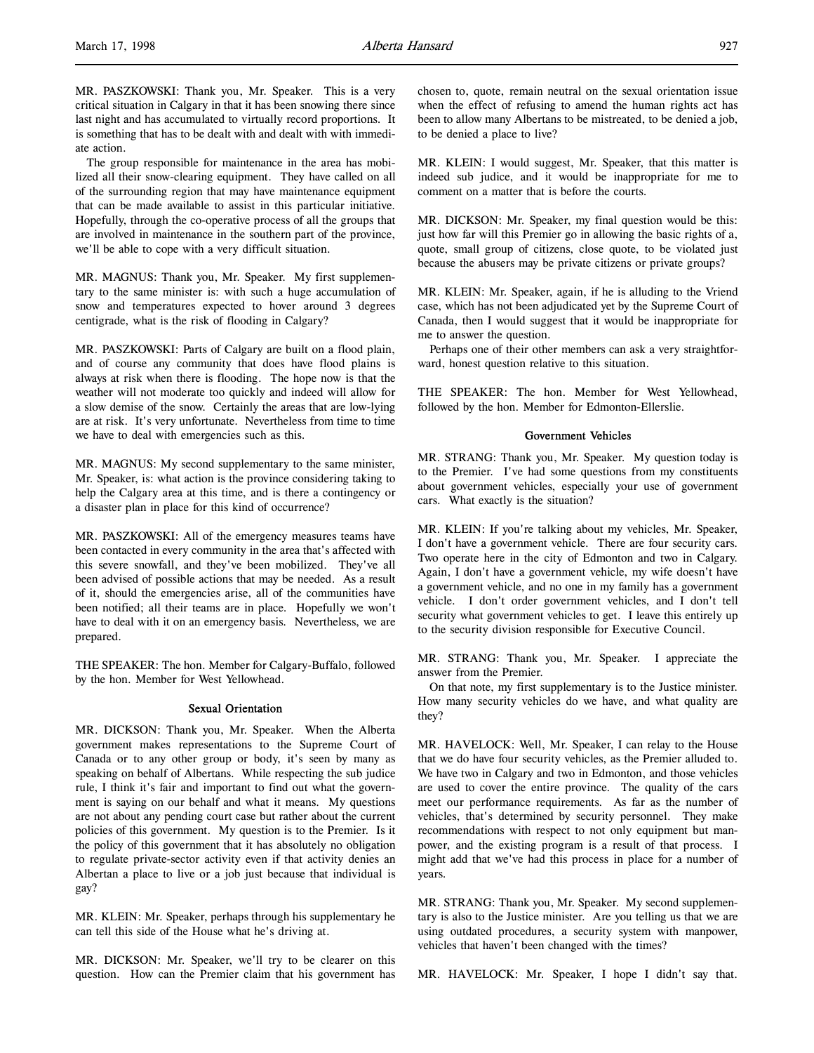MR. PASZKOWSKI: Thank you, Mr. Speaker. This is a very critical situation in Calgary in that it has been snowing there since last night and has accumulated to virtually record proportions. It is something that has to be dealt with and dealt with with immediate action.

The group responsible for maintenance in the area has mobilized all their snow-clearing equipment. They have called on all of the surrounding region that may have maintenance equipment that can be made available to assist in this particular initiative. Hopefully, through the co-operative process of all the groups that are involved in maintenance in the southern part of the province, we'll be able to cope with a very difficult situation.

MR. MAGNUS: Thank you, Mr. Speaker. My first supplementary to the same minister is: with such a huge accumulation of snow and temperatures expected to hover around 3 degrees centigrade, what is the risk of flooding in Calgary?

MR. PASZKOWSKI: Parts of Calgary are built on a flood plain, and of course any community that does have flood plains is always at risk when there is flooding. The hope now is that the weather will not moderate too quickly and indeed will allow for a slow demise of the snow. Certainly the areas that are low-lying are at risk. It's very unfortunate. Nevertheless from time to time we have to deal with emergencies such as this.

MR. MAGNUS: My second supplementary to the same minister, Mr. Speaker, is: what action is the province considering taking to help the Calgary area at this time, and is there a contingency or a disaster plan in place for this kind of occurrence?

MR. PASZKOWSKI: All of the emergency measures teams have been contacted in every community in the area that's affected with this severe snowfall, and they've been mobilized. They've all been advised of possible actions that may be needed. As a result of it, should the emergencies arise, all of the communities have been notified; all their teams are in place. Hopefully we won't have to deal with it on an emergency basis. Nevertheless, we are prepared.

THE SPEAKER: The hon. Member for Calgary-Buffalo, followed by the hon. Member for West Yellowhead.

## Sexual Orientation

MR. DICKSON: Thank you, Mr. Speaker. When the Alberta government makes representations to the Supreme Court of Canada or to any other group or body, it's seen by many as speaking on behalf of Albertans. While respecting the sub judice rule, I think it's fair and important to find out what the government is saying on our behalf and what it means. My questions are not about any pending court case but rather about the current policies of this government. My question is to the Premier. Is it the policy of this government that it has absolutely no obligation to regulate private-sector activity even if that activity denies an Albertan a place to live or a job just because that individual is gay?

MR. KLEIN: Mr. Speaker, perhaps through his supplementary he can tell this side of the House what he's driving at.

MR. DICKSON: Mr. Speaker, we'll try to be clearer on this question. How can the Premier claim that his government has chosen to, quote, remain neutral on the sexual orientation issue when the effect of refusing to amend the human rights act has been to allow many Albertans to be mistreated, to be denied a job, to be denied a place to live?

MR. KLEIN: I would suggest, Mr. Speaker, that this matter is indeed sub judice, and it would be inappropriate for me to comment on a matter that is before the courts.

MR. DICKSON: Mr. Speaker, my final question would be this: just how far will this Premier go in allowing the basic rights of a, quote, small group of citizens, close quote, to be violated just because the abusers may be private citizens or private groups?

MR. KLEIN: Mr. Speaker, again, if he is alluding to the Vriend case, which has not been adjudicated yet by the Supreme Court of Canada, then I would suggest that it would be inappropriate for me to answer the question.

Perhaps one of their other members can ask a very straightforward, honest question relative to this situation.

THE SPEAKER: The hon. Member for West Yellowhead, followed by the hon. Member for Edmonton-Ellerslie.

## Government Vehicles

MR. STRANG: Thank you, Mr. Speaker. My question today is to the Premier. I've had some questions from my constituents about government vehicles, especially your use of government cars. What exactly is the situation?

MR. KLEIN: If you're talking about my vehicles, Mr. Speaker, I don't have a government vehicle. There are four security cars. Two operate here in the city of Edmonton and two in Calgary. Again, I don't have a government vehicle, my wife doesn't have a government vehicle, and no one in my family has a government vehicle. I don't order government vehicles, and I don't tell security what government vehicles to get. I leave this entirely up to the security division responsible for Executive Council.

MR. STRANG: Thank you, Mr. Speaker. I appreciate the answer from the Premier.

On that note, my first supplementary is to the Justice minister. How many security vehicles do we have, and what quality are they?

MR. HAVELOCK: Well, Mr. Speaker, I can relay to the House that we do have four security vehicles, as the Premier alluded to. We have two in Calgary and two in Edmonton, and those vehicles are used to cover the entire province. The quality of the cars meet our performance requirements. As far as the number of vehicles, that's determined by security personnel. They make recommendations with respect to not only equipment but manpower, and the existing program is a result of that process. I might add that we've had this process in place for a number of years.

MR. STRANG: Thank you, Mr. Speaker. My second supplementary is also to the Justice minister. Are you telling us that we are using outdated procedures, a security system with manpower, vehicles that haven't been changed with the times?

MR. HAVELOCK: Mr. Speaker, I hope I didn't say that.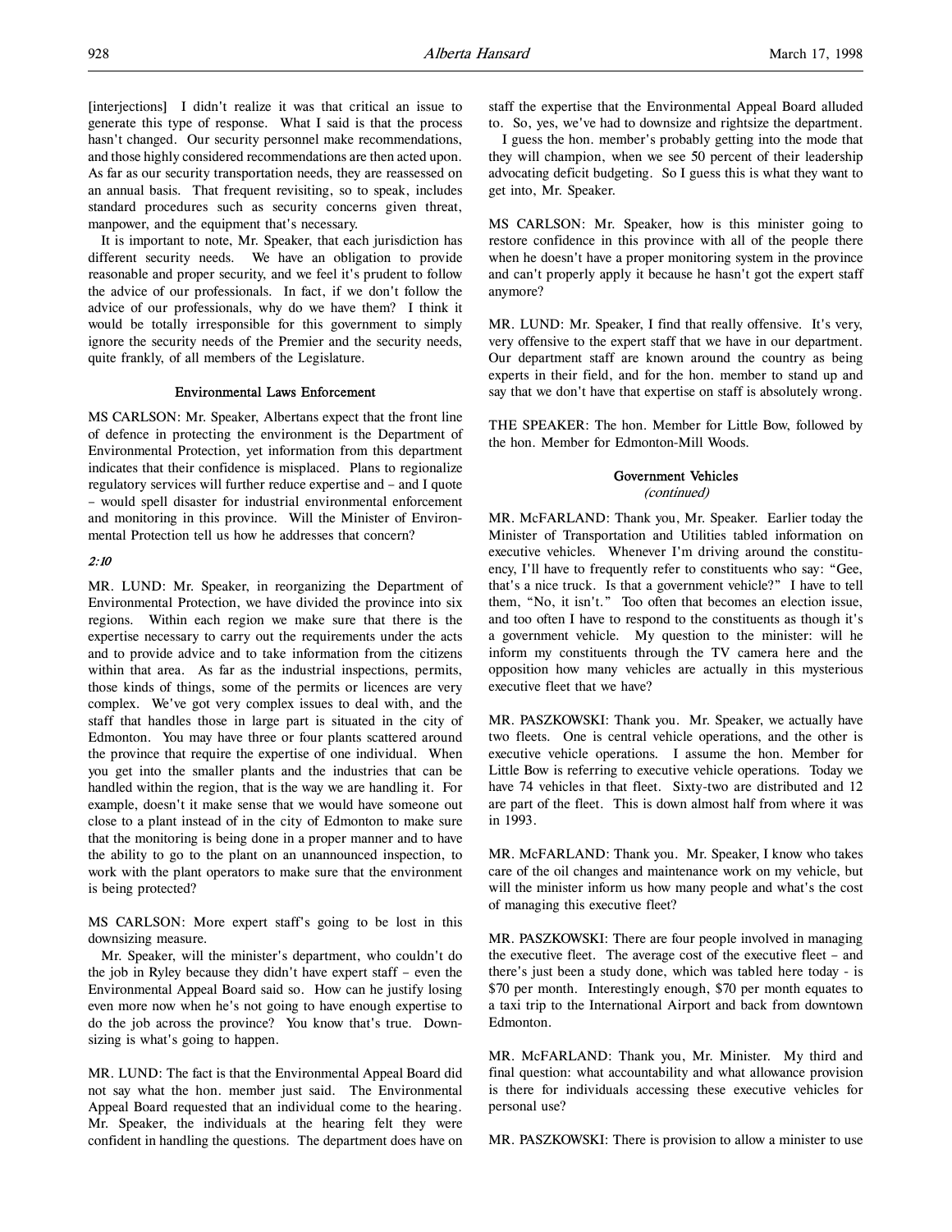[interjections] I didn't realize it was that critical an issue to generate this type of response. What I said is that the process hasn't changed. Our security personnel make recommendations, and those highly considered recommendations are then acted upon. As far as our security transportation needs, they are reassessed on an annual basis. That frequent revisiting, so to speak, includes standard procedures such as security concerns given threat, manpower, and the equipment that's necessary.

It is important to note, Mr. Speaker, that each jurisdiction has different security needs. We have an obligation to provide reasonable and proper security, and we feel it's prudent to follow the advice of our professionals. In fact, if we don't follow the advice of our professionals, why do we have them? I think it would be totally irresponsible for this government to simply ignore the security needs of the Premier and the security needs, quite frankly, of all members of the Legislature.

### Environmental Laws Enforcement

MS CARLSON: Mr. Speaker, Albertans expect that the front line of defence in protecting the environment is the Department of Environmental Protection, yet information from this department indicates that their confidence is misplaced. Plans to regionalize regulatory services will further reduce expertise and – and I quote – would spell disaster for industrial environmental enforcement and monitoring in this province. Will the Minister of Environmental Protection tell us how he addresses that concern?

*2:10*

MR. LUND: Mr. Speaker, in reorganizing the Department of Environmental Protection, we have divided the province into six regions. Within each region we make sure that there is the expertise necessary to carry out the requirements under the acts and to provide advice and to take information from the citizens within that area. As far as the industrial inspections, permits, those kinds of things, some of the permits or licences are very complex. We've got very complex issues to deal with, and the staff that handles those in large part is situated in the city of Edmonton. You may have three or four plants scattered around the province that require the expertise of one individual. When you get into the smaller plants and the industries that can be handled within the region, that is the way we are handling it. For example, doesn't it make sense that we would have someone out close to a plant instead of in the city of Edmonton to make sure that the monitoring is being done in a proper manner and to have the ability to go to the plant on an unannounced inspection, to work with the plant operators to make sure that the environment is being protected?

MS CARLSON: More expert staff's going to be lost in this downsizing measure.

Mr. Speaker, will the minister's department, who couldn't do the job in Ryley because they didn't have expert staff – even the Environmental Appeal Board said so. How can he justify losing even more now when he's not going to have enough expertise to do the job across the province? You know that's true. Downsizing is what's going to happen.

MR. LUND: The fact is that the Environmental Appeal Board did not say what the hon. member just said. The Environmental Appeal Board requested that an individual come to the hearing. Mr. Speaker, the individuals at the hearing felt they were confident in handling the questions. The department does have on staff the expertise that the Environmental Appeal Board alluded to. So, yes, we've had to downsize and rightsize the department.

I guess the hon. member's probably getting into the mode that they will champion, when we see 50 percent of their leadership advocating deficit budgeting. So I guess this is what they want to get into, Mr. Speaker.

MS CARLSON: Mr. Speaker, how is this minister going to restore confidence in this province with all of the people there when he doesn't have a proper monitoring system in the province and can't properly apply it because he hasn't got the expert staff anymore?

MR. LUND: Mr. Speaker, I find that really offensive. It's very, very offensive to the expert staff that we have in our department. Our department staff are known around the country as being experts in their field, and for the hon. member to stand up and say that we don't have that expertise on staff is absolutely wrong.

THE SPEAKER: The hon. Member for Little Bow, followed by the hon. Member for Edmonton-Mill Woods.

### Government Vehicles
*(continued)*

MR. McFARLAND: Thank you, Mr. Speaker. Earlier today the Minister of Transportation and Utilities tabled information on executive vehicles. Whenever I'm driving around the constituency, I'll have to frequently refer to constituents who say: "Gee, that's a nice truck. Is that a government vehicle?" I have to tell them, "No, it isn't." Too often that becomes an election issue, and too often I have to respond to the constituents as though it's a government vehicle. My question to the minister: will he inform my constituents through the TV camera here and the opposition how many vehicles are actually in this mysterious executive fleet that we have?

MR. PASZKOWSKI: Thank you. Mr. Speaker, we actually have two fleets. One is central vehicle operations, and the other is executive vehicle operations. I assume the hon. Member for Little Bow is referring to executive vehicle operations. Today we have 74 vehicles in that fleet. Sixty-two are distributed and 12 are part of the fleet. This is down almost half from where it was in 1993.

MR. McFARLAND: Thank you. Mr. Speaker, I know who takes care of the oil changes and maintenance work on my vehicle, but will the minister inform us how many people and what's the cost of managing this executive fleet?

MR. PASZKOWSKI: There are four people involved in managing the executive fleet. The average cost of the executive fleet – and there's just been a study done, which was tabled here today - is $70 per month. Interestingly enough, $70 per month equates to a taxi trip to the International Airport and back from downtown Edmonton.

MR. McFARLAND: Thank you, Mr. Minister. My third and final question: what accountability and what allowance provision is there for individuals accessing these executive vehicles for personal use?

MR. PASZKOWSKI: There is provision to allow a minister to use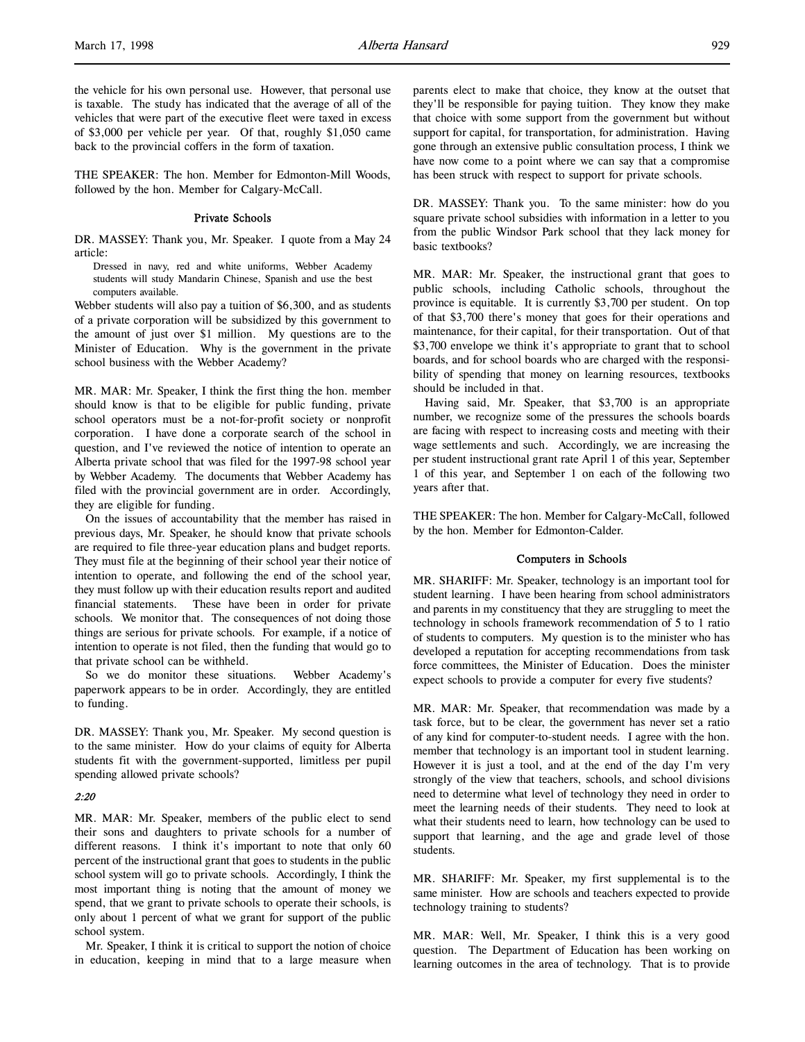the vehicle for his own personal use. However, that personal use is taxable. The study has indicated that the average of all of the vehicles that were part of the executive fleet were taxed in excess of $3,000 per vehicle per year. Of that, roughly $1,050 came back to the provincial coffers in the form of taxation.

THE SPEAKER: The hon. Member for Edmonton-Mill Woods, followed by the hon. Member for Calgary-McCall.

### Private Schools

DR. MASSEY: Thank you, Mr. Speaker. I quote from a May 24 article:

> Dressed in navy, red and white uniforms, Webber Academy students will study Mandarin Chinese, Spanish and use the best computers available.

Webber students will also pay a tuition of $6,300, and as students of a private corporation will be subsidized by this government to the amount of just over $1 million. My questions are to the Minister of Education. Why is the government in the private school business with the Webber Academy?

MR. MAR: Mr. Speaker, I think the first thing the hon. member should know is that to be eligible for public funding, private school operators must be a not-for-profit society or nonprofit corporation. I have done a corporate search of the school in question, and I've reviewed the notice of intention to operate an Alberta private school that was filed for the 1997-98 school year by Webber Academy. The documents that Webber Academy has filed with the provincial government are in order. Accordingly, they are eligible for funding.

On the issues of accountability that the member has raised in previous days, Mr. Speaker, he should know that private schools are required to file three-year education plans and budget reports. They must file at the beginning of their school year their notice of intention to operate, and following the end of the school year, they must follow up with their education results report and audited financial statements. These have been in order for private schools. We monitor that. The consequences of not doing those things are serious for private schools. For example, if a notice of intention to operate is not filed, then the funding that would go to that private school can be withheld.

So we do monitor these situations. Webber Academy's paperwork appears to be in order. Accordingly, they are entitled to funding.

DR. MASSEY: Thank you, Mr. Speaker. My second question is to the same minister. How do your claims of equity for Alberta students fit with the government-supported, limitless per pupil spending allowed private schools?

*2:20*

MR. MAR: Mr. Speaker, members of the public elect to send their sons and daughters to private schools for a number of different reasons. I think it's important to note that only 60 percent of the instructional grant that goes to students in the public school system will go to private schools. Accordingly, I think the most important thing is noting that the amount of money we spend, that we grant to private schools to operate their schools, is only about 1 percent of what we grant for support of the public school system.

Mr. Speaker, I think it is critical to support the notion of choice in education, keeping in mind that to a large measure when parents elect to make that choice, they know at the outset that they'll be responsible for paying tuition. They know they make that choice with some support from the government but without support for capital, for transportation, for administration. Having gone through an extensive public consultation process, I think we have now come to a point where we can say that a compromise has been struck with respect to support for private schools.

DR. MASSEY: Thank you. To the same minister: how do you square private school subsidies with information in a letter to you from the public Windsor Park school that they lack money for basic textbooks?

MR. MAR: Mr. Speaker, the instructional grant that goes to public schools, including Catholic schools, throughout the province is equitable. It is currently $3,700 per student. On top of that $3,700 there's money that goes for their operations and maintenance, for their capital, for their transportation. Out of that $3,700 envelope we think it's appropriate to grant that to school boards, and for school boards who are charged with the responsibility of spending that money on learning resources, textbooks should be included in that.

Having said, Mr. Speaker, that $3,700 is an appropriate number, we recognize some of the pressures the schools boards are facing with respect to increasing costs and meeting with their wage settlements and such. Accordingly, we are increasing the per student instructional grant rate April 1 of this year, September 1 of this year, and September 1 on each of the following two years after that.

THE SPEAKER: The hon. Member for Calgary-McCall, followed by the hon. Member for Edmonton-Calder.

### Computers in Schools

MR. SHARIFF: Mr. Speaker, technology is an important tool for student learning. I have been hearing from school administrators and parents in my constituency that they are struggling to meet the technology in schools framework recommendation of 5 to 1 ratio of students to computers. My question is to the minister who has developed a reputation for accepting recommendations from task force committees, the Minister of Education. Does the minister expect schools to provide a computer for every five students?

MR. MAR: Mr. Speaker, that recommendation was made by a task force, but to be clear, the government has never set a ratio of any kind for computer-to-student needs. I agree with the hon. member that technology is an important tool in student learning. However it is just a tool, and at the end of the day I'm very strongly of the view that teachers, schools, and school divisions need to determine what level of technology they need in order to meet the learning needs of their students. They need to look at what their students need to learn, how technology can be used to support that learning, and the age and grade level of those students.

MR. SHARIFF: Mr. Speaker, my first supplemental is to the same minister. How are schools and teachers expected to provide technology training to students?

MR. MAR: Well, Mr. Speaker, I think this is a very good question. The Department of Education has been working on learning outcomes in the area of technology. That is to provide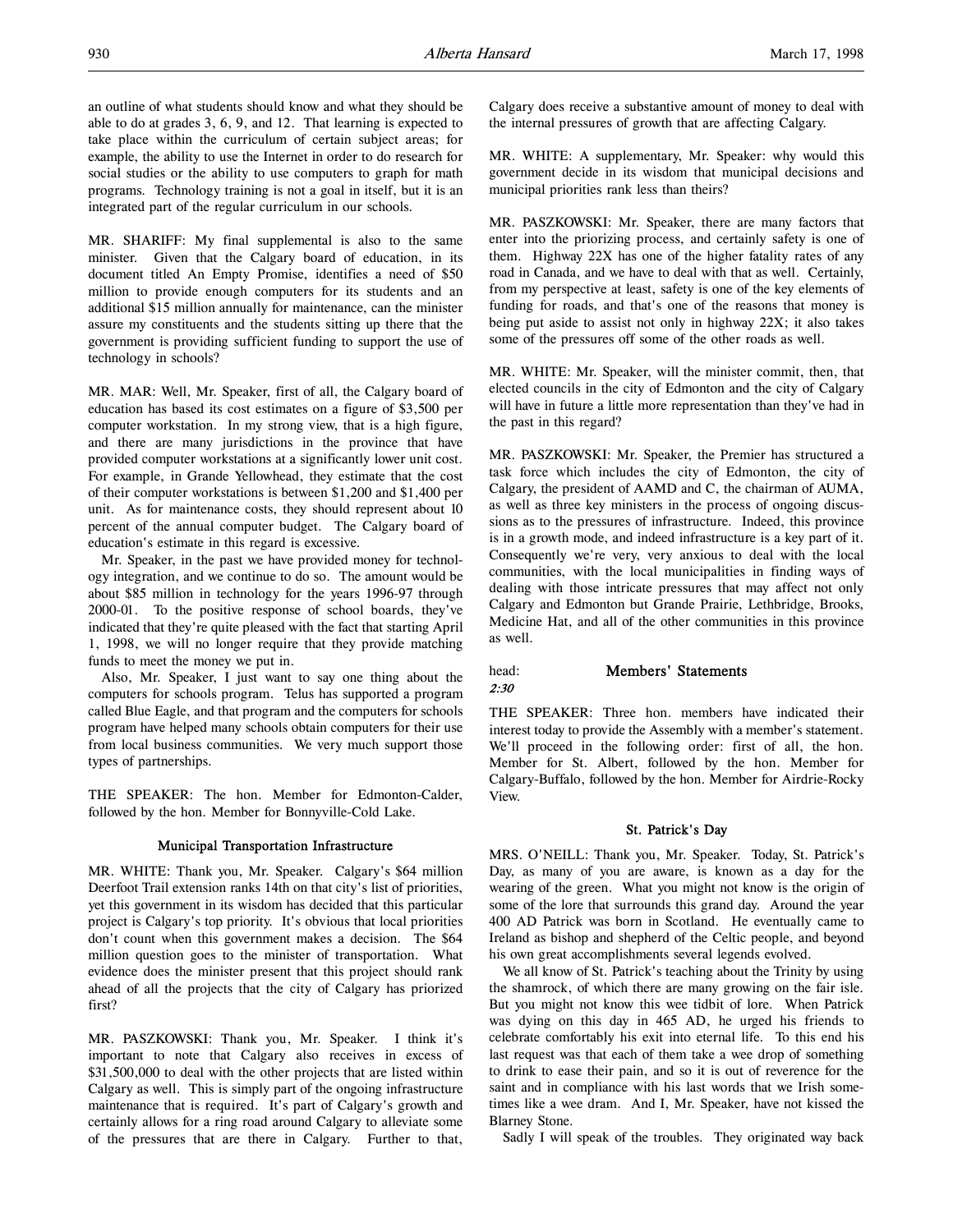an outline of what students should know and what they should be able to do at grades 3, 6, 9, and 12. That learning is expected to take place within the curriculum of certain subject areas; for example, the ability to use the Internet in order to do research for social studies or the ability to use computers to graph for math programs. Technology training is not a goal in itself, but it is an integrated part of the regular curriculum in our schools.

MR. SHARIFF: My final supplemental is also to the same minister. Given that the Calgary board of education, in its document titled An Empty Promise, identifies a need of $50 million to provide enough computers for its students and an additional $15 million annually for maintenance, can the minister assure my constituents and the students sitting up there that the government is providing sufficient funding to support the use of technology in schools?

MR. MAR: Well, Mr. Speaker, first of all, the Calgary board of education has based its cost estimates on a figure of $3,500 per computer workstation. In my strong view, that is a high figure, and there are many jurisdictions in the province that have provided computer workstations at a significantly lower unit cost. For example, in Grande Yellowhead, they estimate that the cost of their computer workstations is between $1,200 and $1,400 per unit. As for maintenance costs, they should represent about 10 percent of the annual computer budget. The Calgary board of education's estimate in this regard is excessive.

Mr. Speaker, in the past we have provided money for technology integration, and we continue to do so. The amount would be about $85 million in technology for the years 1996-97 through 2000-01. To the positive response of school boards, they've indicated that they're quite pleased with the fact that starting April 1, 1998, we will no longer require that they provide matching funds to meet the money we put in.

Also, Mr. Speaker, I just want to say one thing about the computers for schools program. Telus has supported a program called Blue Eagle, and that program and the computers for schools program have helped many schools obtain computers for their use from local business communities. We very much support those types of partnerships.

THE SPEAKER: The hon. Member for Edmonton-Calder, followed by the hon. Member for Bonnyville-Cold Lake.

### Municipal Transportation Infrastructure

MR. WHITE: Thank you, Mr. Speaker. Calgary's $64 million Deerfoot Trail extension ranks 14th on that city's list of priorities, yet this government in its wisdom has decided that this particular project is Calgary's top priority. It's obvious that local priorities don't count when this government makes a decision. The $64 million question goes to the minister of transportation. What evidence does the minister present that this project should rank ahead of all the projects that the city of Calgary has priorized first?

MR. PASZKOWSKI: Thank you, Mr. Speaker. I think it's important to note that Calgary also receives in excess of $31,500,000 to deal with the other projects that are listed within Calgary as well. This is simply part of the ongoing infrastructure maintenance that is required. It's part of Calgary's growth and certainly allows for a ring road around Calgary to alleviate some of the pressures that are there in Calgary. Further to that, Calgary does receive a substantive amount of money to deal with the internal pressures of growth that are affecting Calgary.

MR. WHITE: A supplementary, Mr. Speaker: why would this government decide in its wisdom that municipal decisions and municipal priorities rank less than theirs?

MR. PASZKOWSKI: Mr. Speaker, there are many factors that enter into the priorizing process, and certainly safety is one of them. Highway 22X has one of the higher fatality rates of any road in Canada, and we have to deal with that as well. Certainly, from my perspective at least, safety is one of the key elements of funding for roads, and that's one of the reasons that money is being put aside to assist not only in highway 22X; it also takes some of the pressures off some of the other roads as well.

MR. WHITE: Mr. Speaker, will the minister commit, then, that elected councils in the city of Edmonton and the city of Calgary will have in future a little more representation than they've had in the past in this regard?

MR. PASZKOWSKI: Mr. Speaker, the Premier has structured a task force which includes the city of Edmonton, the city of Calgary, the president of AAMD and C, the chairman of AUMA, as well as three key ministers in the process of ongoing discussions as to the pressures of infrastructure. Indeed, this province is in a growth mode, and indeed infrastructure is a key part of it. Consequently we're very, very anxious to deal with the local communities, with the local municipalities in finding ways of dealing with those intricate pressures that may affect not only Calgary and Edmonton but Grande Prairie, Lethbridge, Brooks, Medicine Hat, and all of the other communities in this province as well.

head: **Members' Statements**

*2:30*

THE SPEAKER: Three hon. members have indicated their interest today to provide the Assembly with a member's statement. We'll proceed in the following order: first of all, the hon. Member for St. Albert, followed by the hon. Member for Calgary-Buffalo, followed by the hon. Member for Airdrie-Rocky View.

### St. Patrick's Day

MRS. O'NEILL: Thank you, Mr. Speaker. Today, St. Patrick's Day, as many of you are aware, is known as a day for the wearing of the green. What you might not know is the origin of some of the lore that surrounds this grand day. Around the year 400 AD Patrick was born in Scotland. He eventually came to Ireland as bishop and shepherd of the Celtic people, and beyond his own great accomplishments several legends evolved.

We all know of St. Patrick's teaching about the Trinity by using the shamrock, of which there are many growing on the fair isle. But you might not know this wee tidbit of lore. When Patrick was dying on this day in 465 AD, he urged his friends to celebrate comfortably his exit into eternal life. To this end his last request was that each of them take a wee drop of something to drink to ease their pain, and so it is out of reverence for the saint and in compliance with his last words that we Irish sometimes like a wee dram. And I, Mr. Speaker, have not kissed the Blarney Stone.

Sadly I will speak of the troubles. They originated way back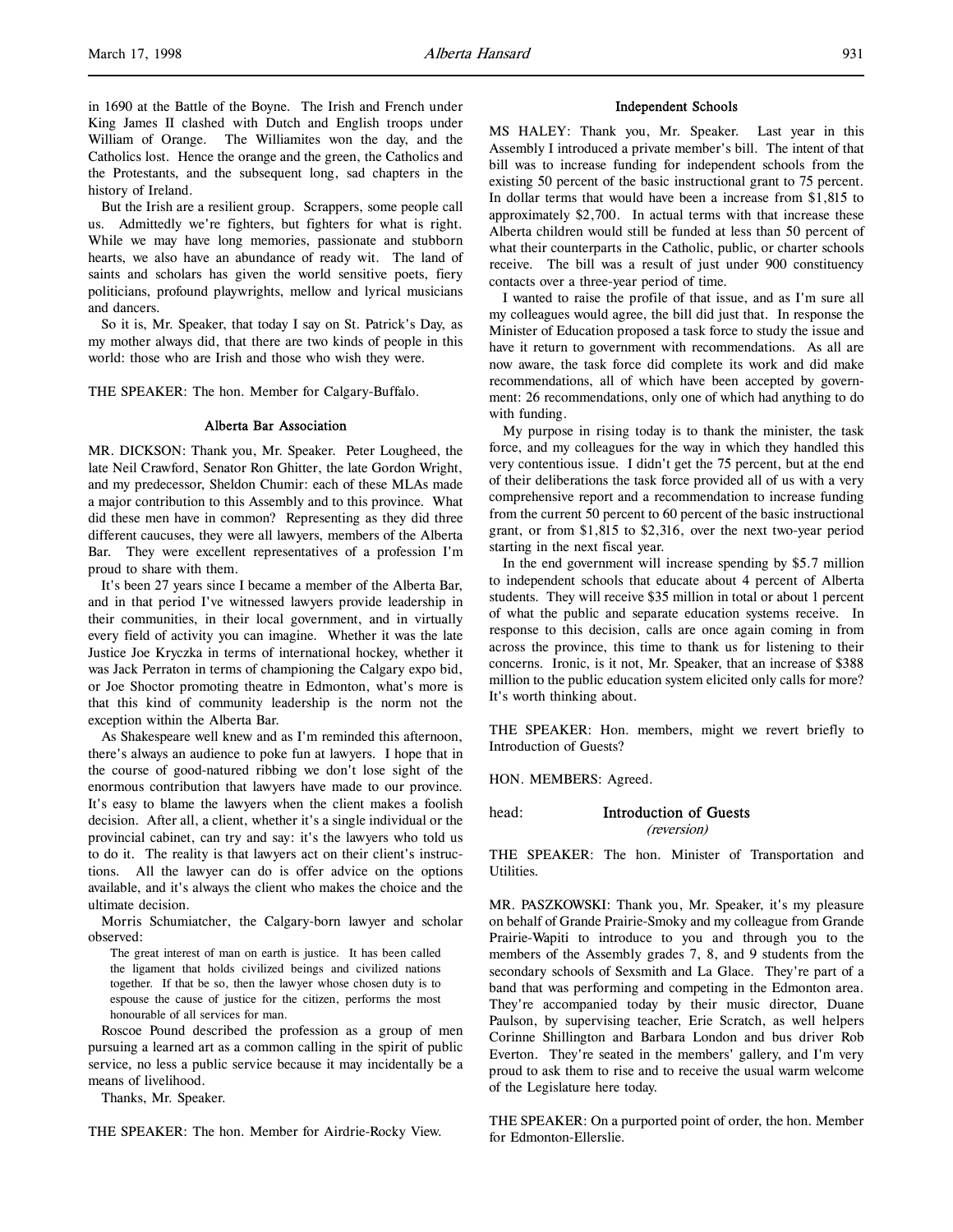in 1690 at the Battle of the Boyne. The Irish and French under King James II clashed with Dutch and English troops under William of Orange. The Williamites won the day, and the Catholics lost. Hence the orange and the green, the Catholics and the Protestants, and the subsequent long, sad chapters in the history of Ireland.

But the Irish are a resilient group. Scrappers, some people call us. Admittedly we're fighters, but fighters for what is right. While we may have long memories, passionate and stubborn hearts, we also have an abundance of ready wit. The land of saints and scholars has given the world sensitive poets, fiery politicians, profound playwrights, mellow and lyrical musicians and dancers.

So it is, Mr. Speaker, that today I say on St. Patrick's Day, as my mother always did, that there are two kinds of people in this world: those who are Irish and those who wish they were.

THE SPEAKER: The hon. Member for Calgary-Buffalo.

### Alberta Bar Association

MR. DICKSON: Thank you, Mr. Speaker. Peter Lougheed, the late Neil Crawford, Senator Ron Ghitter, the late Gordon Wright, and my predecessor, Sheldon Chumir: each of these MLAs made a major contribution to this Assembly and to this province. What did these men have in common? Representing as they did three different caucuses, they were all lawyers, members of the Alberta Bar. They were excellent representatives of a profession I'm proud to share with them.

It's been 27 years since I became a member of the Alberta Bar, and in that period I've witnessed lawyers provide leadership in their communities, in their local government, and in virtually every field of activity you can imagine. Whether it was the late Justice Joe Kryczka in terms of international hockey, whether it was Jack Perraton in terms of championing the Calgary expo bid, or Joe Shoctor promoting theatre in Edmonton, what's more is that this kind of community leadership is the norm not the exception within the Alberta Bar.

As Shakespeare well knew and as I'm reminded this afternoon, there's always an audience to poke fun at lawyers. I hope that in the course of good-natured ribbing we don't lose sight of the enormous contribution that lawyers have made to our province. It's easy to blame the lawyers when the client makes a foolish decision. After all, a client, whether it's a single individual or the provincial cabinet, can try and say: it's the lawyers who told us to do it. The reality is that lawyers act on their client's instructions. All the lawyer can do is offer advice on the options available, and it's always the client who makes the choice and the ultimate decision.

Morris Schumiatcher, the Calgary-born lawyer and scholar observed:

> The great interest of man on earth is justice. It has been called the ligament that holds civilized beings and civilized nations together. If that be so, then the lawyer whose chosen duty is to espouse the cause of justice for the citizen, performs the most honourable of all services for man.

Roscoe Pound described the profession as a group of men pursuing a learned art as a common calling in the spirit of public service, no less a public service because it may incidentally be a means of livelihood.

Thanks, Mr. Speaker.

THE SPEAKER: The hon. Member for Airdrie-Rocky View.

### Independent Schools

MS HALEY: Thank you, Mr. Speaker. Last year in this Assembly I introduced a private member's bill. The intent of that bill was to increase funding for independent schools from the existing 50 percent of the basic instructional grant to 75 percent. In dollar terms that would have been a increase from $1,815 to approximately $2,700. In actual terms with that increase these Alberta children would still be funded at less than 50 percent of what their counterparts in the Catholic, public, or charter schools receive. The bill was a result of just under 900 constituency contacts over a three-year period of time.

I wanted to raise the profile of that issue, and as I'm sure all my colleagues would agree, the bill did just that. In response the Minister of Education proposed a task force to study the issue and have it return to government with recommendations. As all are now aware, the task force did complete its work and did make recommendations, all of which have been accepted by government: 26 recommendations, only one of which had anything to do with funding.

My purpose in rising today is to thank the minister, the task force, and my colleagues for the way in which they handled this very contentious issue. I didn't get the 75 percent, but at the end of their deliberations the task force provided all of us with a very comprehensive report and a recommendation to increase funding from the current 50 percent to 60 percent of the basic instructional grant, or from $1,815 to $2,316, over the next two-year period starting in the next fiscal year.

In the end government will increase spending by $5.7 million to independent schools that educate about 4 percent of Alberta students. They will receive $35 million in total or about 1 percent of what the public and separate education systems receive. In response to this decision, calls are once again coming in from across the province, this time to thank us for listening to their concerns. Ironic, is it not, Mr. Speaker, that an increase of $388 million to the public education system elicited only calls for more? It's worth thinking about.

THE SPEAKER: Hon. members, might we revert briefly to Introduction of Guests?

HON. MEMBERS: Agreed.

## head: Introduction of Guests
*(reversion)*

THE SPEAKER: The hon. Minister of Transportation and Utilities.

MR. PASZKOWSKI: Thank you, Mr. Speaker, it's my pleasure on behalf of Grande Prairie-Smoky and my colleague from Grande Prairie-Wapiti to introduce to you and through you to the members of the Assembly grades 7, 8, and 9 students from the secondary schools of Sexsmith and La Glace. They're part of a band that was performing and competing in the Edmonton area. They're accompanied today by their music director, Duane Paulson, by supervising teacher, Erie Scratch, as well helpers Corinne Shillington and Barbara London and bus driver Rob Everton. They're seated in the members' gallery, and I'm very proud to ask them to rise and to receive the usual warm welcome of the Legislature here today.

THE SPEAKER: On a purported point of order, the hon. Member for Edmonton-Ellerslie.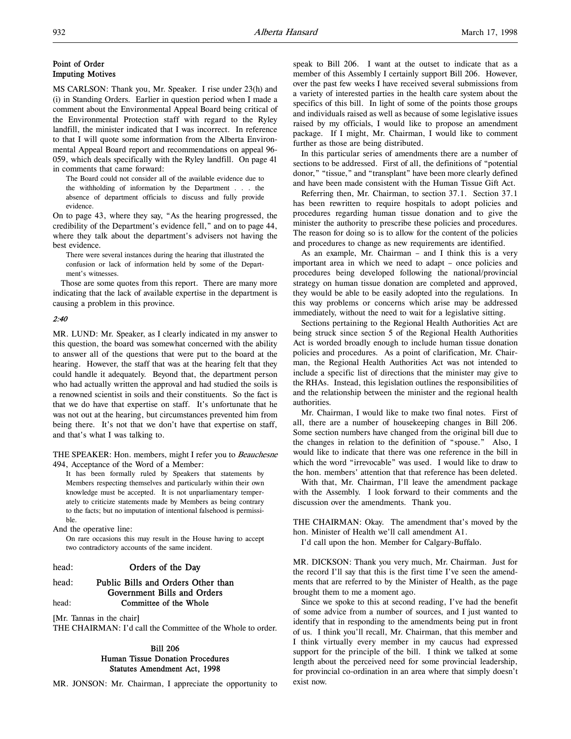## Point of Order
## Imputing Motives

MS CARLSON: Thank you, Mr. Speaker. I rise under 23(h) and (i) in Standing Orders. Earlier in question period when I made a comment about the Environmental Appeal Board being critical of the Environmental Protection staff with regard to the Ryley landfill, the minister indicated that I was incorrect. In reference to that I will quote some information from the Alberta Environmental Appeal Board report and recommendations on appeal 96-059, which deals specifically with the Ryley landfill. On page 41 in comments that came forward:

> The Board could not consider all of the available evidence due to the withholding of information by the Department . . . the absence of department officials to discuss and fully provide evidence.

On to page 43, where they say, "As the hearing progressed, the credibility of the Department's evidence fell," and on to page 44, where they talk about the department's advisers not having the best evidence.

> There were several instances during the hearing that illustrated the confusion or lack of information held by some of the Department's witnesses.

Those are some quotes from this report. There are many more indicating that the lack of available expertise in the department is causing a problem in this province.

*2:40*

MR. LUND: Mr. Speaker, as I clearly indicated in my answer to this question, the board was somewhat concerned with the ability to answer all of the questions that were put to the board at the hearing. However, the staff that was at the hearing felt that they could handle it adequately. Beyond that, the department person who had actually written the approval and had studied the soils is a renowned scientist in soils and their constituents. So the fact is that we do have that expertise on staff. It's unfortunate that he was not out at the hearing, but circumstances prevented him from being there. It's not that we don't have that expertise on staff, and that's what I was talking to.

THE SPEAKER: Hon. members, might I refer you to *Beauchesne* 494, Acceptance of the Word of a Member:

> It has been formally ruled by Speakers that statements by Members respecting themselves and particularly within their own knowledge must be accepted. It is not unparliamentary temperately to criticize statements made by Members as being contrary to the facts; but no imputation of intentional falsehood is permissible.

And the operative line:

> On rare occasions this may result in the House having to accept two contradictory accounts of the same incident.

head: **Orders of the Day**

head: **Public Bills and Orders Other than Government Bills and Orders**

head: **Committee of the Whole**

[Mr. Tannas in the chair]

THE CHAIRMAN: I'd call the Committee of the Whole to order.

## Bill 206
## Human Tissue Donation Procedures Statutes Amendment Act, 1998

MR. JONSON: Mr. Chairman, I appreciate the opportunity to speak to Bill 206. I want at the outset to indicate that as a member of this Assembly I certainly support Bill 206. However, over the past few weeks I have received several submissions from a variety of interested parties in the health care system about the specifics of this bill. In light of some of the points those groups and individuals raised as well as because of some legislative issues raised by my officials, I would like to propose an amendment package. If I might, Mr. Chairman, I would like to comment further as those are being distributed.

In this particular series of amendments there are a number of sections to be addressed. First of all, the definitions of "potential donor," "tissue," and "transplant" have been more clearly defined and have been made consistent with the Human Tissue Gift Act.

Referring then, Mr. Chairman, to section 37.1. Section 37.1 has been rewritten to require hospitals to adopt policies and procedures regarding human tissue donation and to give the minister the authority to prescribe these policies and procedures. The reason for doing so is to allow for the content of the policies and procedures to change as new requirements are identified.

As an example, Mr. Chairman – and I think this is a very important area in which we need to adapt – once policies and procedures being developed following the national/provincial strategy on human tissue donation are completed and approved, they would be able to be easily adopted into the regulations. In this way problems or concerns which arise may be addressed immediately, without the need to wait for a legislative sitting.

Sections pertaining to the Regional Health Authorities Act are being struck since section 5 of the Regional Health Authorities Act is worded broadly enough to include human tissue donation policies and procedures. As a point of clarification, Mr. Chairman, the Regional Health Authorities Act was not intended to include a specific list of directions that the minister may give to the RHAs. Instead, this legislation outlines the responsibilities of and the relationship between the minister and the regional health authorities.

Mr. Chairman, I would like to make two final notes. First of all, there are a number of housekeeping changes in Bill 206. Some section numbers have changed from the original bill due to the changes in relation to the definition of "spouse." Also, I would like to indicate that there was one reference in the bill in which the word "irrevocable" was used. I would like to draw to the hon. members' attention that that reference has been deleted.

With that, Mr. Chairman, I'll leave the amendment package with the Assembly. I look forward to their comments and the discussion over the amendments. Thank you.

THE CHAIRMAN: Okay. The amendment that's moved by the hon. Minister of Health we'll call amendment A1.

I'd call upon the hon. Member for Calgary-Buffalo.

MR. DICKSON: Thank you very much, Mr. Chairman. Just for the record I'll say that this is the first time I've seen the amendments that are referred to by the Minister of Health, as the page brought them to me a moment ago.

Since we spoke to this at second reading, I've had the benefit of some advice from a number of sources, and I just wanted to identify that in responding to the amendments being put in front of us. I think you'll recall, Mr. Chairman, that this member and I think virtually every member in my caucus had expressed support for the principle of the bill. I think we talked at some length about the perceived need for some provincial leadership, for provincial co-ordination in an area where that simply doesn't exist now.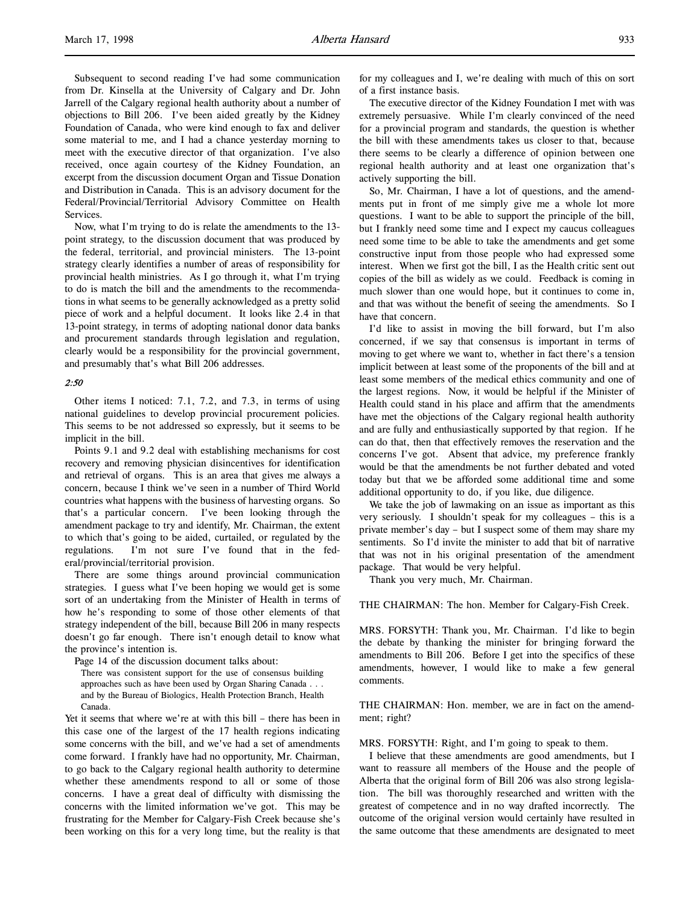Subsequent to second reading I've had some communication from Dr. Kinsella at the University of Calgary and Dr. John Jarrell of the Calgary regional health authority about a number of objections to Bill 206. I've been aided greatly by the Kidney Foundation of Canada, who were kind enough to fax and deliver some material to me, and I had a chance yesterday morning to meet with the executive director of that organization. I've also received, once again courtesy of the Kidney Foundation, an excerpt from the discussion document Organ and Tissue Donation and Distribution in Canada. This is an advisory document for the Federal/Provincial/Territorial Advisory Committee on Health Services.

Now, what I'm trying to do is relate the amendments to the 13-point strategy, to the discussion document that was produced by the federal, territorial, and provincial ministers. The 13-point strategy clearly identifies a number of areas of responsibility for provincial health ministries. As I go through it, what I'm trying to do is match the bill and the amendments to the recommendations in what seems to be generally acknowledged as a pretty solid piece of work and a helpful document. It looks like 2.4 in that 13-point strategy, in terms of adopting national donor data banks and procurement standards through legislation and regulation, clearly would be a responsibility for the provincial government, and presumably that's what Bill 206 addresses.

*2:50*

Other items I noticed: 7.1, 7.2, and 7.3, in terms of using national guidelines to develop provincial procurement policies. This seems to be not addressed so expressly, but it seems to be implicit in the bill.

Points 9.1 and 9.2 deal with establishing mechanisms for cost recovery and removing physician disincentives for identification and retrieval of organs. This is an area that gives me always a concern, because I think we've seen in a number of Third World countries what happens with the business of harvesting organs. So that's a particular concern. I've been looking through the amendment package to try and identify, Mr. Chairman, the extent to which that's going to be aided, curtailed, or regulated by the regulations. I'm not sure I've found that in the federal/provincial/territorial provision.

There are some things around provincial communication strategies. I guess what I've been hoping we would get is some sort of an undertaking from the Minister of Health in terms of how he's responding to some of those other elements of that strategy independent of the bill, because Bill 206 in many respects doesn't go far enough. There isn't enough detail to know what the province's intention is.

Page 14 of the discussion document talks about:

> There was consistent support for the use of consensus building approaches such as have been used by Organ Sharing Canada . . . and by the Bureau of Biologics, Health Protection Branch, Health Canada.

Yet it seems that where we're at with this bill – there has been in this case one of the largest of the 17 health regions indicating some concerns with the bill, and we've had a set of amendments come forward. I frankly have had no opportunity, Mr. Chairman, to go back to the Calgary regional health authority to determine whether these amendments respond to all or some of those concerns. I have a great deal of difficulty with dismissing the concerns with the limited information we've got. This may be frustrating for the Member for Calgary-Fish Creek because she's been working on this for a very long time, but the reality is that for my colleagues and I, we're dealing with much of this on sort of a first instance basis.

The executive director of the Kidney Foundation I met with was extremely persuasive. While I'm clearly convinced of the need for a provincial program and standards, the question is whether the bill with these amendments takes us closer to that, because there seems to be clearly a difference of opinion between one regional health authority and at least one organization that's actively supporting the bill.

So, Mr. Chairman, I have a lot of questions, and the amendments put in front of me simply give me a whole lot more questions. I want to be able to support the principle of the bill, but I frankly need some time and I expect my caucus colleagues need some time to be able to take the amendments and get some constructive input from those people who had expressed some interest. When we first got the bill, I as the Health critic sent out copies of the bill as widely as we could. Feedback is coming in much slower than one would hope, but it continues to come in, and that was without the benefit of seeing the amendments. So I have that concern.

I'd like to assist in moving the bill forward, but I'm also concerned, if we say that consensus is important in terms of moving to get where we want to, whether in fact there's a tension implicit between at least some of the proponents of the bill and at least some members of the medical ethics community and one of the largest regions. Now, it would be helpful if the Minister of Health could stand in his place and affirm that the amendments have met the objections of the Calgary regional health authority and are fully and enthusiastically supported by that region. If he can do that, then that effectively removes the reservation and the concerns I've got. Absent that advice, my preference frankly would be that the amendments be not further debated and voted today but that we be afforded some additional time and some additional opportunity to do, if you like, due diligence.

We take the job of lawmaking on an issue as important as this very seriously. I shouldn't speak for my colleagues – this is a private member's day – but I suspect some of them may share my sentiments. So I'd invite the minister to add that bit of narrative that was not in his original presentation of the amendment package. That would be very helpful.

Thank you very much, Mr. Chairman.

THE CHAIRMAN: The hon. Member for Calgary-Fish Creek.

MRS. FORSYTH: Thank you, Mr. Chairman. I'd like to begin the debate by thanking the minister for bringing forward the amendments to Bill 206. Before I get into the specifics of these amendments, however, I would like to make a few general comments.

THE CHAIRMAN: Hon. member, we are in fact on the amendment; right?

MRS. FORSYTH: Right, and I'm going to speak to them.

I believe that these amendments are good amendments, but I want to reassure all members of the House and the people of Alberta that the original form of Bill 206 was also strong legislation. The bill was thoroughly researched and written with the greatest of competence and in no way drafted incorrectly. The outcome of the original version would certainly have resulted in the same outcome that these amendments are designated to meet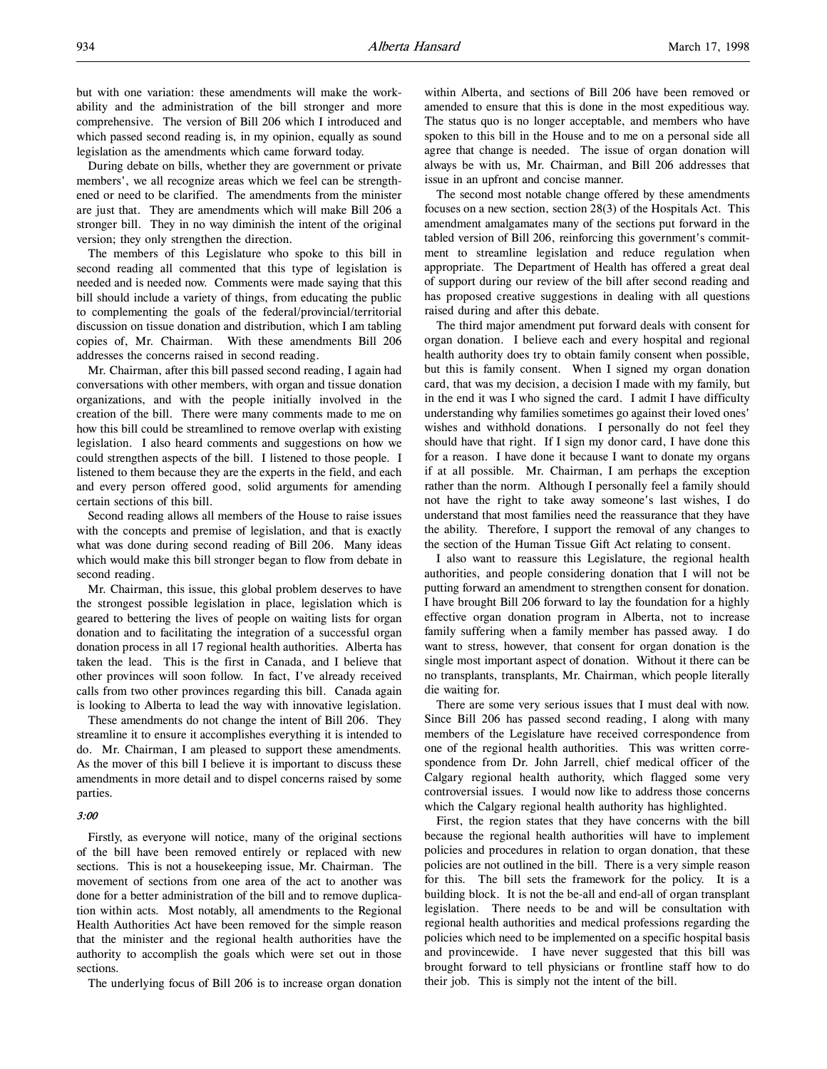but with one variation: these amendments will make the workability and the administration of the bill stronger and more comprehensive. The version of Bill 206 which I introduced and which passed second reading is, in my opinion, equally as sound legislation as the amendments which came forward today.

During debate on bills, whether they are government or private members', we all recognize areas which we feel can be strengthened or need to be clarified. The amendments from the minister are just that. They are amendments which will make Bill 206 a stronger bill. They in no way diminish the intent of the original version; they only strengthen the direction.

The members of this Legislature who spoke to this bill in second reading all commented that this type of legislation is needed and is needed now. Comments were made saying that this bill should include a variety of things, from educating the public to complementing the goals of the federal/provincial/territorial discussion on tissue donation and distribution, which I am tabling copies of, Mr. Chairman. With these amendments Bill 206 addresses the concerns raised in second reading.

Mr. Chairman, after this bill passed second reading, I again had conversations with other members, with organ and tissue donation organizations, and with the people initially involved in the creation of the bill. There were many comments made to me on how this bill could be streamlined to remove overlap with existing legislation. I also heard comments and suggestions on how we could strengthen aspects of the bill. I listened to those people. I listened to them because they are the experts in the field, and each and every person offered good, solid arguments for amending certain sections of this bill.

Second reading allows all members of the House to raise issues with the concepts and premise of legislation, and that is exactly what was done during second reading of Bill 206. Many ideas which would make this bill stronger began to flow from debate in second reading.

Mr. Chairman, this issue, this global problem deserves to have the strongest possible legislation in place, legislation which is geared to bettering the lives of people on waiting lists for organ donation and to facilitating the integration of a successful organ donation process in all 17 regional health authorities. Alberta has taken the lead. This is the first in Canada, and I believe that other provinces will soon follow. In fact, I've already received calls from two other provinces regarding this bill. Canada again is looking to Alberta to lead the way with innovative legislation.

These amendments do not change the intent of Bill 206. They streamline it to ensure it accomplishes everything it is intended to do. Mr. Chairman, I am pleased to support these amendments. As the mover of this bill I believe it is important to discuss these amendments in more detail and to dispel concerns raised by some parties.

*3:00*

Firstly, as everyone will notice, many of the original sections of the bill have been removed entirely or replaced with new sections. This is not a housekeeping issue, Mr. Chairman. The movement of sections from one area of the act to another was done for a better administration of the bill and to remove duplication within acts. Most notably, all amendments to the Regional Health Authorities Act have been removed for the simple reason that the minister and the regional health authorities have the authority to accomplish the goals which were set out in those sections.

The underlying focus of Bill 206 is to increase organ donation within Alberta, and sections of Bill 206 have been removed or amended to ensure that this is done in the most expeditious way. The status quo is no longer acceptable, and members who have spoken to this bill in the House and to me on a personal side all agree that change is needed. The issue of organ donation will always be with us, Mr. Chairman, and Bill 206 addresses that issue in an upfront and concise manner.

The second most notable change offered by these amendments focuses on a new section, section 28(3) of the Hospitals Act. This amendment amalgamates many of the sections put forward in the tabled version of Bill 206, reinforcing this government's commitment to streamline legislation and reduce regulation when appropriate. The Department of Health has offered a great deal of support during our review of the bill after second reading and has proposed creative suggestions in dealing with all questions raised during and after this debate.

The third major amendment put forward deals with consent for organ donation. I believe each and every hospital and regional health authority does try to obtain family consent when possible, but this is family consent. When I signed my organ donation card, that was my decision, a decision I made with my family, but in the end it was I who signed the card. I admit I have difficulty understanding why families sometimes go against their loved ones' wishes and withhold donations. I personally do not feel they should have that right. If I sign my donor card, I have done this for a reason. I have done it because I want to donate my organs if at all possible. Mr. Chairman, I am perhaps the exception rather than the norm. Although I personally feel a family should not have the right to take away someone's last wishes, I do understand that most families need the reassurance that they have the ability. Therefore, I support the removal of any changes to the section of the Human Tissue Gift Act relating to consent.

I also want to reassure this Legislature, the regional health authorities, and people considering donation that I will not be putting forward an amendment to strengthen consent for donation. I have brought Bill 206 forward to lay the foundation for a highly effective organ donation program in Alberta, not to increase family suffering when a family member has passed away. I do want to stress, however, that consent for organ donation is the single most important aspect of donation. Without it there can be no transplants, transplants, Mr. Chairman, which people literally die waiting for.

There are some very serious issues that I must deal with now. Since Bill 206 has passed second reading, I along with many members of the Legislature have received correspondence from one of the regional health authorities. This was written correspondence from Dr. John Jarrell, chief medical officer of the Calgary regional health authority, which flagged some very controversial issues. I would now like to address those concerns which the Calgary regional health authority has highlighted.

First, the region states that they have concerns with the bill because the regional health authorities will have to implement policies and procedures in relation to organ donation, that these policies are not outlined in the bill. There is a very simple reason for this. The bill sets the framework for the policy. It is a building block. It is not the be-all and end-all of organ transplant legislation. There needs to be and will be consultation with regional health authorities and medical professions regarding the policies which need to be implemented on a specific hospital basis and provincewide. I have never suggested that this bill was brought forward to tell physicians or frontline staff how to do their job. This is simply not the intent of the bill.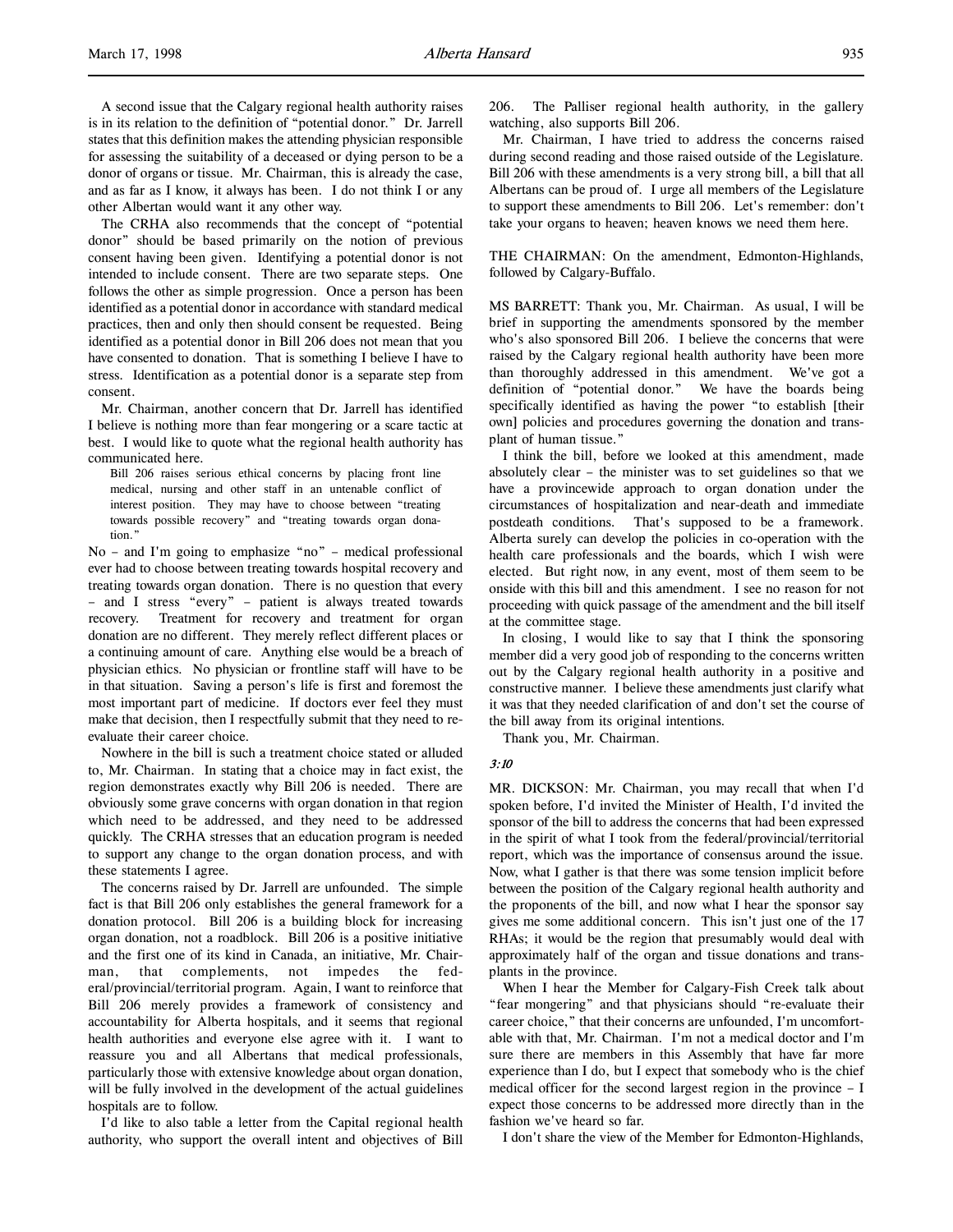A second issue that the Calgary regional health authority raises is in its relation to the definition of "potential donor." Dr. Jarrell states that this definition makes the attending physician responsible for assessing the suitability of a deceased or dying person to be a donor of organs or tissue. Mr. Chairman, this is already the case, and as far as I know, it always has been. I do not think I or any other Albertan would want it any other way.

The CRHA also recommends that the concept of "potential donor" should be based primarily on the notion of previous consent having been given. Identifying a potential donor is not intended to include consent. There are two separate steps. One follows the other as simple progression. Once a person has been identified as a potential donor in accordance with standard medical practices, then and only then should consent be requested. Being identified as a potential donor in Bill 206 does not mean that you have consented to donation. That is something I believe I have to stress. Identification as a potential donor is a separate step from consent.

Mr. Chairman, another concern that Dr. Jarrell has identified I believe is nothing more than fear mongering or a scare tactic at best. I would like to quote what the regional health authority has communicated here.

> Bill 206 raises serious ethical concerns by placing front line medical, nursing and other staff in an untenable conflict of interest position. They may have to choose between "treating towards possible recovery" and "treating towards organ donation."

No – and I'm going to emphasize "no" – medical professional ever had to choose between treating towards hospital recovery and treating towards organ donation. There is no question that every – and I stress "every" – patient is always treated towards recovery. Treatment for recovery and treatment for organ donation are no different. They merely reflect different places or a continuing amount of care. Anything else would be a breach of physician ethics. No physician or frontline staff will have to be in that situation. Saving a person's life is first and foremost the most important part of medicine. If doctors ever feel they must make that decision, then I respectfully submit that they need to re-evaluate their career choice.

Nowhere in the bill is such a treatment choice stated or alluded to, Mr. Chairman. In stating that a choice may in fact exist, the region demonstrates exactly why Bill 206 is needed. There are obviously some grave concerns with organ donation in that region which need to be addressed, and they need to be addressed quickly. The CRHA stresses that an education program is needed to support any change to the organ donation process, and with these statements I agree.

The concerns raised by Dr. Jarrell are unfounded. The simple fact is that Bill 206 only establishes the general framework for a donation protocol. Bill 206 is a building block for increasing organ donation, not a roadblock. Bill 206 is a positive initiative and the first one of its kind in Canada, an initiative, Mr. Chairman, that complements, not impedes the federal/provincial/territorial program. Again, I want to reinforce that Bill 206 merely provides a framework of consistency and accountability for Alberta hospitals, and it seems that regional health authorities and everyone else agree with it. I want to reassure you and all Albertans that medical professionals, particularly those with extensive knowledge about organ donation, will be fully involved in the development of the actual guidelines hospitals are to follow.

I'd like to also table a letter from the Capital regional health authority, who support the overall intent and objectives of Bill 206. The Palliser regional health authority, in the gallery watching, also supports Bill 206.

Mr. Chairman, I have tried to address the concerns raised during second reading and those raised outside of the Legislature. Bill 206 with these amendments is a very strong bill, a bill that all Albertans can be proud of. I urge all members of the Legislature to support these amendments to Bill 206. Let's remember: don't take your organs to heaven; heaven knows we need them here.

THE CHAIRMAN: On the amendment, Edmonton-Highlands, followed by Calgary-Buffalo.

MS BARRETT: Thank you, Mr. Chairman. As usual, I will be brief in supporting the amendments sponsored by the member who's also sponsored Bill 206. I believe the concerns that were raised by the Calgary regional health authority have been more than thoroughly addressed in this amendment. We've got a definition of "potential donor." We have the boards being specifically identified as having the power "to establish [their own] policies and procedures governing the donation and transplant of human tissue."

I think the bill, before we looked at this amendment, made absolutely clear – the minister was to set guidelines so that we have a provincewide approach to organ donation under the circumstances of hospitalization and near-death and immediate postdeath conditions. That's supposed to be a framework. Alberta surely can develop the policies in co-operation with the health care professionals and the boards, which I wish were elected. But right now, in any event, most of them seem to be onside with this bill and this amendment. I see no reason for not proceeding with quick passage of the amendment and the bill itself at the committee stage.

In closing, I would like to say that I think the sponsoring member did a very good job of responding to the concerns written out by the Calgary regional health authority in a positive and constructive manner. I believe these amendments just clarify what it was that they needed clarification of and don't set the course of the bill away from its original intentions.

Thank you, Mr. Chairman.

*3:10*

MR. DICKSON: Mr. Chairman, you may recall that when I'd spoken before, I'd invited the Minister of Health, I'd invited the sponsor of the bill to address the concerns that had been expressed in the spirit of what I took from the federal/provincial/territorial report, which was the importance of consensus around the issue. Now, what I gather is that there was some tension implicit before between the position of the Calgary regional health authority and the proponents of the bill, and now what I hear the sponsor say gives me some additional concern. This isn't just one of the 17 RHAs; it would be the region that presumably would deal with approximately half of the organ and tissue donations and transplants in the province.

When I hear the Member for Calgary-Fish Creek talk about "fear mongering" and that physicians should "re-evaluate their career choice," that their concerns are unfounded, I'm uncomfortable with that, Mr. Chairman. I'm not a medical doctor and I'm sure there are members in this Assembly that have far more experience than I do, but I expect that somebody who is the chief medical officer for the second largest region in the province – I expect those concerns to be addressed more directly than in the fashion we've heard so far.

I don't share the view of the Member for Edmonton-Highlands,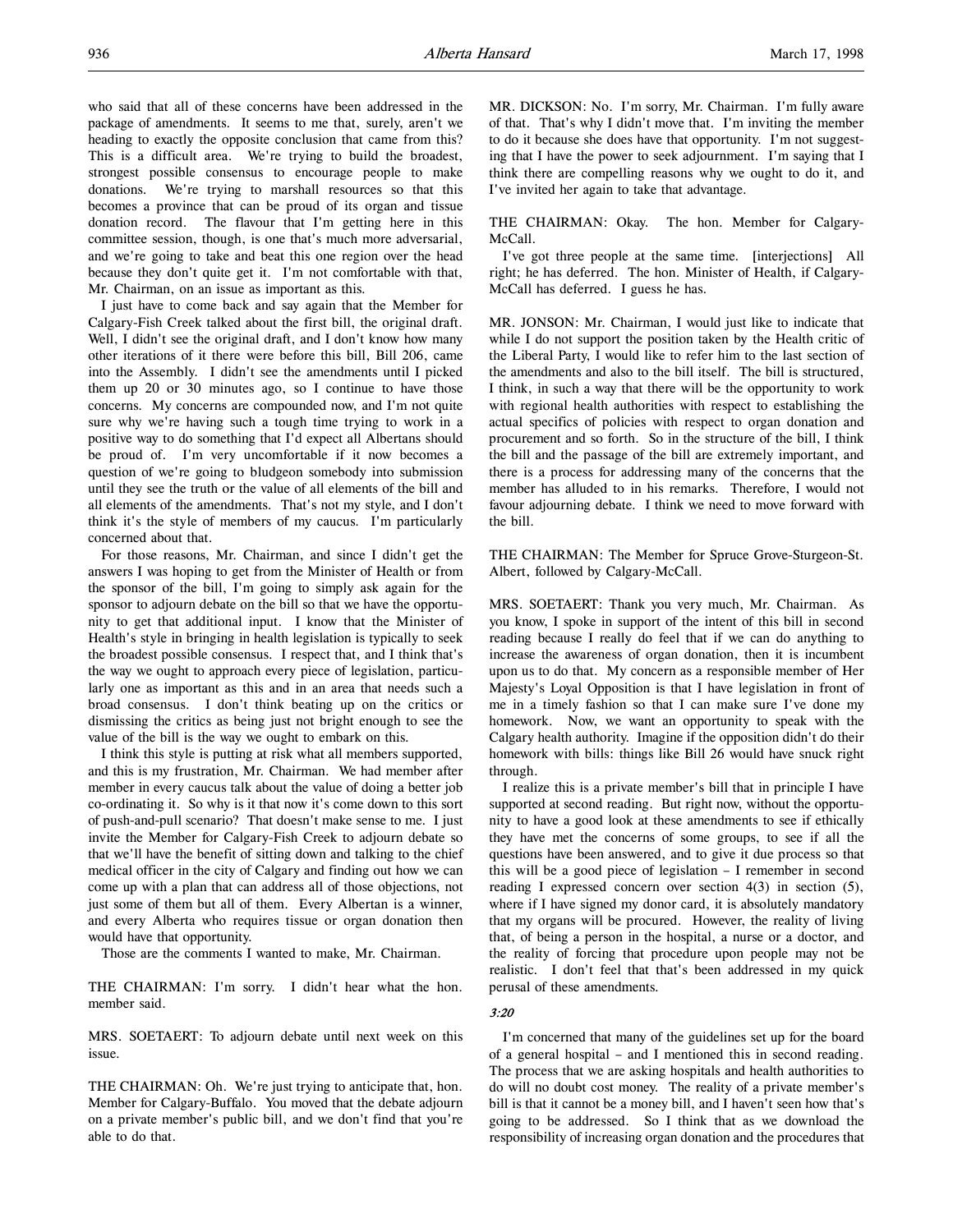who said that all of these concerns have been addressed in the package of amendments. It seems to me that, surely, aren't we heading to exactly the opposite conclusion that came from this? This is a difficult area. We're trying to build the broadest, strongest possible consensus to encourage people to make donations. We're trying to marshall resources so that this becomes a province that can be proud of its organ and tissue donation record. The flavour that I'm getting here in this committee session, though, is one that's much more adversarial, and we're going to take and beat this one region over the head because they don't quite get it. I'm not comfortable with that, Mr. Chairman, on an issue as important as this.

I just have to come back and say again that the Member for Calgary-Fish Creek talked about the first bill, the original draft. Well, I didn't see the original draft, and I don't know how many other iterations of it there were before this bill, Bill 206, came into the Assembly. I didn't see the amendments until I picked them up 20 or 30 minutes ago, so I continue to have those concerns. My concerns are compounded now, and I'm not quite sure why we're having such a tough time trying to work in a positive way to do something that I'd expect all Albertans should be proud of. I'm very uncomfortable if it now becomes a question of we're going to bludgeon somebody into submission until they see the truth or the value of all elements of the bill and all elements of the amendments. That's not my style, and I don't think it's the style of members of my caucus. I'm particularly concerned about that.

For those reasons, Mr. Chairman, and since I didn't get the answers I was hoping to get from the Minister of Health or from the sponsor of the bill, I'm going to simply ask again for the sponsor to adjourn debate on the bill so that we have the opportunity to get that additional input. I know that the Minister of Health's style in bringing in health legislation is typically to seek the broadest possible consensus. I respect that, and I think that's the way we ought to approach every piece of legislation, particularly one as important as this and in an area that needs such a broad consensus. I don't think beating up on the critics or dismissing the critics as being just not bright enough to see the value of the bill is the way we ought to embark on this.

I think this style is putting at risk what all members supported, and this is my frustration, Mr. Chairman. We had member after member in every caucus talk about the value of doing a better job co-ordinating it. So why is it that now it's come down to this sort of push-and-pull scenario? That doesn't make sense to me. I just invite the Member for Calgary-Fish Creek to adjourn debate so that we'll have the benefit of sitting down and talking to the chief medical officer in the city of Calgary and finding out how we can come up with a plan that can address all of those objections, not just some of them but all of them. Every Albertan is a winner, and every Alberta who requires tissue or organ donation then would have that opportunity.

Those are the comments I wanted to make, Mr. Chairman.

THE CHAIRMAN: I'm sorry. I didn't hear what the hon. member said.

MRS. SOETAERT: To adjourn debate until next week on this issue.

THE CHAIRMAN: Oh. We're just trying to anticipate that, hon. Member for Calgary-Buffalo. You moved that the debate adjourn on a private member's public bill, and we don't find that you're able to do that.

MR. DICKSON: No. I'm sorry, Mr. Chairman. I'm fully aware of that. That's why I didn't move that. I'm inviting the member to do it because she does have that opportunity. I'm not suggesting that I have the power to seek adjournment. I'm saying that I think there are compelling reasons why we ought to do it, and I've invited her again to take that advantage.

THE CHAIRMAN: Okay. The hon. Member for Calgary-McCall.

I've got three people at the same time. [interjections] All right; he has deferred. The hon. Minister of Health, if Calgary-McCall has deferred. I guess he has.

MR. JONSON: Mr. Chairman, I would just like to indicate that while I do not support the position taken by the Health critic of the Liberal Party, I would like to refer him to the last section of the amendments and also to the bill itself. The bill is structured, I think, in such a way that there will be the opportunity to work with regional health authorities with respect to establishing the actual specifics of policies with respect to organ donation and procurement and so forth. So in the structure of the bill, I think the bill and the passage of the bill are extremely important, and there is a process for addressing many of the concerns that the member has alluded to in his remarks. Therefore, I would not favour adjourning debate. I think we need to move forward with the bill.

THE CHAIRMAN: The Member for Spruce Grove-Sturgeon-St. Albert, followed by Calgary-McCall.

MRS. SOETAERT: Thank you very much, Mr. Chairman. As you know, I spoke in support of the intent of this bill in second reading because I really do feel that if we can do anything to increase the awareness of organ donation, then it is incumbent upon us to do that. My concern as a responsible member of Her Majesty's Loyal Opposition is that I have legislation in front of me in a timely fashion so that I can make sure I've done my homework. Now, we want an opportunity to speak with the Calgary health authority. Imagine if the opposition didn't do their homework with bills: things like Bill 26 would have snuck right through.

I realize this is a private member's bill that in principle I have supported at second reading. But right now, without the opportunity to have a good look at these amendments to see if ethically they have met the concerns of some groups, to see if all the questions have been answered, and to give it due process so that this will be a good piece of legislation – I remember in second reading I expressed concern over section 4(3) in section (5), where if I have signed my donor card, it is absolutely mandatory that my organs will be procured. However, the reality of living that, of being a person in the hospital, a nurse or a doctor, and the reality of forcing that procedure upon people may not be realistic. I don't feel that that's been addressed in my quick perusal of these amendments.

*3:20*

I'm concerned that many of the guidelines set up for the board of a general hospital – and I mentioned this in second reading. The process that we are asking hospitals and health authorities to do will no doubt cost money. The reality of a private member's bill is that it cannot be a money bill, and I haven't seen how that's going to be addressed. So I think that as we download the responsibility of increasing organ donation and the procedures that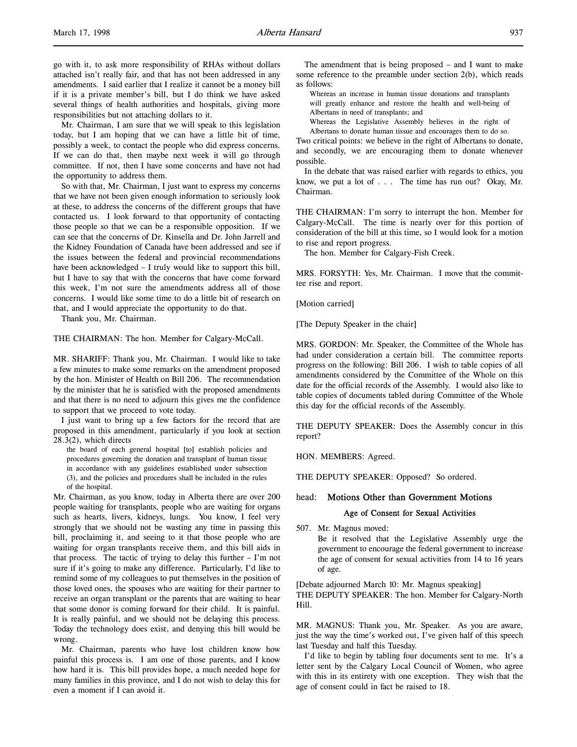go with it, to ask more responsibility of RHAs without dollars attached isn't really fair, and that has not been addressed in any amendments. I said earlier that I realize it cannot be a money bill if it is a private member's bill, but I do think we have asked several things of health authorities and hospitals, giving more responsibilities but not attaching dollars to it.

Mr. Chairman, I am sure that we will speak to this legislation today, but I am hoping that we can have a little bit of time, possibly a week, to contact the people who did express concerns. If we can do that, then maybe next week it will go through committee. If not, then I have some concerns and have not had the opportunity to address them.

So with that, Mr. Chairman, I just want to express my concerns that we have not been given enough information to seriously look at these, to address the concerns of the different groups that have contacted us. I look forward to that opportunity of contacting those people so that we can be a responsible opposition. If we can see that the concerns of Dr. Kinsella and Dr. John Jarrell and the Kidney Foundation of Canada have been addressed and see if the issues between the federal and provincial recommendations have been acknowledged – I truly would like to support this bill, but I have to say that with the concerns that have come forward this week, I'm not sure the amendments address all of those concerns. I would like some time to do a little bit of research on that, and I would appreciate the opportunity to do that.

Thank you, Mr. Chairman.

THE CHAIRMAN: The hon. Member for Calgary-McCall.

MR. SHARIFF: Thank you, Mr. Chairman. I would like to take a few minutes to make some remarks on the amendment proposed by the hon. Minister of Health on Bill 206. The recommendation by the minister that he is satisfied with the proposed amendments and that there is no need to adjourn this gives me the confidence to support that we proceed to vote today.

I just want to bring up a few factors for the record that are proposed in this amendment, particularly if you look at section 28.3(2), which directs

> the board of each general hospital [to] establish policies and procedures governing the donation and transplant of human tissue in accordance with any guidelines established under subsection (3), and the policies and procedures shall be included in the rules of the hospital.

Mr. Chairman, as you know, today in Alberta there are over 200 people waiting for transplants, people who are waiting for organs such as hearts, livers, kidneys, lungs. You know, I feel very strongly that we should not be wasting any time in passing this bill, proclaiming it, and seeing to it that those people who are waiting for organ transplants receive them, and this bill aids in that process. The tactic of trying to delay this further – I'm not sure if it's going to make any difference. Particularly, I'd like to remind some of my colleagues to put themselves in the position of those loved ones, the spouses who are waiting for their partner to receive an organ transplant or the parents that are waiting to hear that some donor is coming forward for their child. It is painful. It is really painful, and we should not be delaying this process. Today the technology does exist, and denying this bill would be wrong.

Mr. Chairman, parents who have lost children know how painful this process is. I am one of those parents, and I know how hard it is. This bill provides hope, a much needed hope for many families in this province, and I do not wish to delay this for even a moment if I can avoid it.

The amendment that is being proposed – and I want to make some reference to the preamble under section 2(b), which reads as follows:

> Whereas an increase in human tissue donations and transplants will greatly enhance and restore the health and well-being of Albertans in need of transplants; and
>
> Whereas the Legislative Assembly believes in the right of Albertans to donate human tissue and encourages them to do so.

Two critical points: we believe in the right of Albertans to donate, and secondly, we are encouraging them to donate whenever possible.

In the debate that was raised earlier with regards to ethics, you know, we put a lot of . . . The time has run out? Okay, Mr. Chairman.

THE CHAIRMAN: I'm sorry to interrupt the hon. Member for Calgary-McCall. The time is nearly over for this portion of consideration of the bill at this time, so I would look for a motion to rise and report progress.

The hon. Member for Calgary-Fish Creek.

MRS. FORSYTH: Yes, Mr. Chairman. I move that the committee rise and report.

[Motion carried]

[The Deputy Speaker in the chair]

MRS. GORDON: Mr. Speaker, the Committee of the Whole has had under consideration a certain bill. The committee reports progress on the following: Bill 206. I wish to table copies of all amendments considered by the Committee of the Whole on this date for the official records of the Assembly. I would also like to table copies of documents tabled during Committee of the Whole this day for the official records of the Assembly.

THE DEPUTY SPEAKER: Does the Assembly concur in this report?

HON. MEMBERS: Agreed.

THE DEPUTY SPEAKER: Opposed? So ordered.

## head: Motions Other than Government Motions

### Age of Consent for Sexual Activities

507. Mr. Magnus moved:

Be it resolved that the Legislative Assembly urge the government to encourage the federal government to increase the age of consent for sexual activities from 14 to 16 years of age.

[Debate adjourned March 10: Mr. Magnus speaking]

THE DEPUTY SPEAKER: The hon. Member for Calgary-North Hill.

MR. MAGNUS: Thank you, Mr. Speaker. As you are aware, just the way the time's worked out, I've given half of this speech last Tuesday and half this Tuesday.

I'd like to begin by tabling four documents sent to me. It's a letter sent by the Calgary Local Council of Women, who agree with this in its entirety with one exception. They wish that the age of consent could in fact be raised to 18.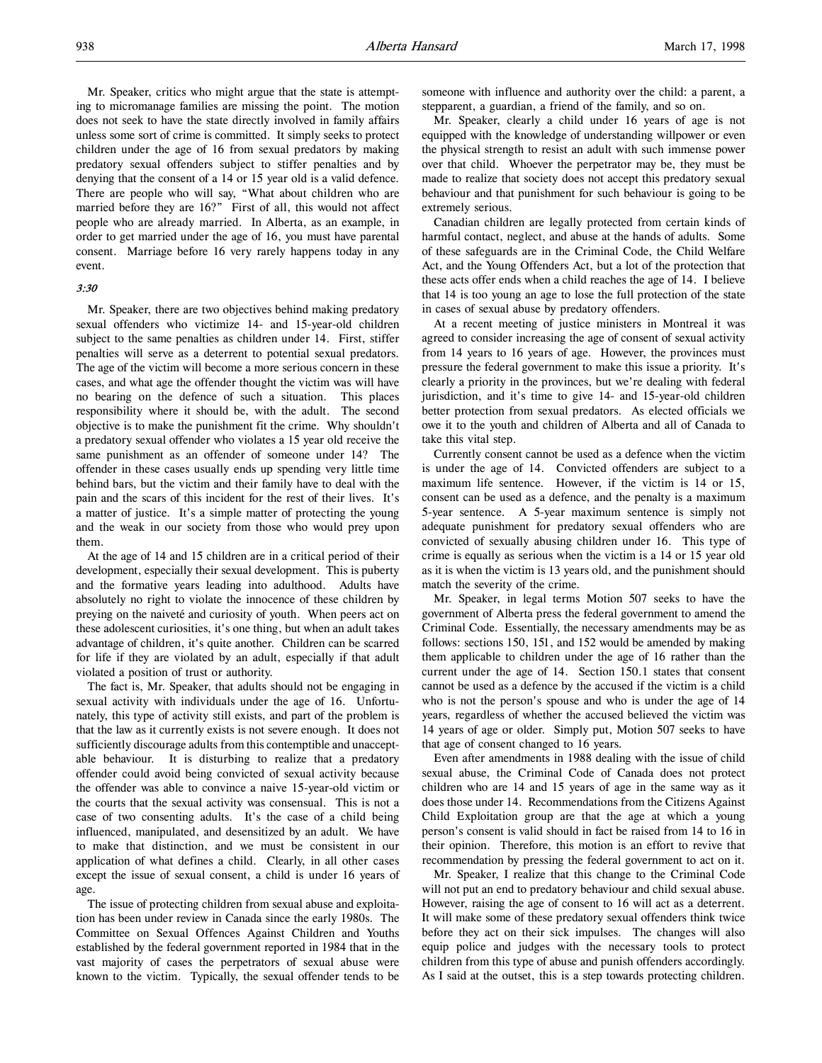Mr. Speaker, critics who might argue that the state is attempting to micromanage families are missing the point. The motion does not seek to have the state directly involved in family affairs unless some sort of crime is committed. It simply seeks to protect children under the age of 16 from sexual predators by making predatory sexual offenders subject to stiffer penalties and by denying that the consent of a 14 or 15 year old is a valid defence. There are people who will say, "What about children who are married before they are 16?" First of all, this would not affect people who are already married. In Alberta, as an example, in order to get married under the age of 16, you must have parental consent. Marriage before 16 very rarely happens today in any event.

*3:30*

Mr. Speaker, there are two objectives behind making predatory sexual offenders who victimize 14- and 15-year-old children subject to the same penalties as children under 14. First, stiffer penalties will serve as a deterrent to potential sexual predators. The age of the victim will become a more serious concern in these cases, and what age the offender thought the victim was will have no bearing on the defence of such a situation. This places responsibility where it should be, with the adult. The second objective is to make the punishment fit the crime. Why shouldn't a predatory sexual offender who violates a 15 year old receive the same punishment as an offender of someone under 14? The offender in these cases usually ends up spending very little time behind bars, but the victim and their family have to deal with the pain and the scars of this incident for the rest of their lives. It's a matter of justice. It's a simple matter of protecting the young and the weak in our society from those who would prey upon them.

At the age of 14 and 15 children are in a critical period of their development, especially their sexual development. This is puberty and the formative years leading into adulthood. Adults have absolutely no right to violate the innocence of these children by preying on the naiveté and curiosity of youth. When peers act on these adolescent curiosities, it's one thing, but when an adult takes advantage of children, it's quite another. Children can be scarred for life if they are violated by an adult, especially if that adult violated a position of trust or authority.

The fact is, Mr. Speaker, that adults should not be engaging in sexual activity with individuals under the age of 16. Unfortunately, this type of activity still exists, and part of the problem is that the law as it currently exists is not severe enough. It does not sufficiently discourage adults from this contemptible and unacceptable behaviour. It is disturbing to realize that a predatory offender could avoid being convicted of sexual activity because the offender was able to convince a naive 15-year-old victim or the courts that the sexual activity was consensual. This is not a case of two consenting adults. It's the case of a child being influenced, manipulated, and desensitized by an adult. We have to make that distinction, and we must be consistent in our application of what defines a child. Clearly, in all other cases except the issue of sexual consent, a child is under 16 years of age.

The issue of protecting children from sexual abuse and exploitation has been under review in Canada since the early 1980s. The Committee on Sexual Offences Against Children and Youths established by the federal government reported in 1984 that in the vast majority of cases the perpetrators of sexual abuse were known to the victim. Typically, the sexual offender tends to be someone with influence and authority over the child: a parent, a stepparent, a guardian, a friend of the family, and so on.

Mr. Speaker, clearly a child under 16 years of age is not equipped with the knowledge of understanding willpower or even the physical strength to resist an adult with such immense power over that child. Whoever the perpetrator may be, they must be made to realize that society does not accept this predatory sexual behaviour and that punishment for such behaviour is going to be extremely serious.

Canadian children are legally protected from certain kinds of harmful contact, neglect, and abuse at the hands of adults. Some of these safeguards are in the Criminal Code, the Child Welfare Act, and the Young Offenders Act, but a lot of the protection that these acts offer ends when a child reaches the age of 14. I believe that 14 is too young an age to lose the full protection of the state in cases of sexual abuse by predatory offenders.

At a recent meeting of justice ministers in Montreal it was agreed to consider increasing the age of consent of sexual activity from 14 years to 16 years of age. However, the provinces must pressure the federal government to make this issue a priority. It's clearly a priority in the provinces, but we're dealing with federal jurisdiction, and it's time to give 14- and 15-year-old children better protection from sexual predators. As elected officials we owe it to the youth and children of Alberta and all of Canada to take this vital step.

Currently consent cannot be used as a defence when the victim is under the age of 14. Convicted offenders are subject to a maximum life sentence. However, if the victim is 14 or 15, consent can be used as a defence, and the penalty is a maximum 5-year sentence. A 5-year maximum sentence is simply not adequate punishment for predatory sexual offenders who are convicted of sexually abusing children under 16. This type of crime is equally as serious when the victim is a 14 or 15 year old as it is when the victim is 13 years old, and the punishment should match the severity of the crime.

Mr. Speaker, in legal terms Motion 507 seeks to have the government of Alberta press the federal government to amend the Criminal Code. Essentially, the necessary amendments may be as follows: sections 150, 151, and 152 would be amended by making them applicable to children under the age of 16 rather than the current under the age of 14. Section 150.1 states that consent cannot be used as a defence by the accused if the victim is a child who is not the person's spouse and who is under the age of 14 years, regardless of whether the accused believed the victim was 14 years of age or older. Simply put, Motion 507 seeks to have that age of consent changed to 16 years.

Even after amendments in 1988 dealing with the issue of child sexual abuse, the Criminal Code of Canada does not protect children who are 14 and 15 years of age in the same way as it does those under 14. Recommendations from the Citizens Against Child Exploitation group are that the age at which a young person's consent is valid should in fact be raised from 14 to 16 in their opinion. Therefore, this motion is an effort to revive that recommendation by pressing the federal government to act on it.

Mr. Speaker, I realize that this change to the Criminal Code will not put an end to predatory behaviour and child sexual abuse. However, raising the age of consent to 16 will act as a deterrent. It will make some of these predatory sexual offenders think twice before they act on their sick impulses. The changes will also equip police and judges with the necessary tools to protect children from this type of abuse and punish offenders accordingly. As I said at the outset, this is a step towards protecting children.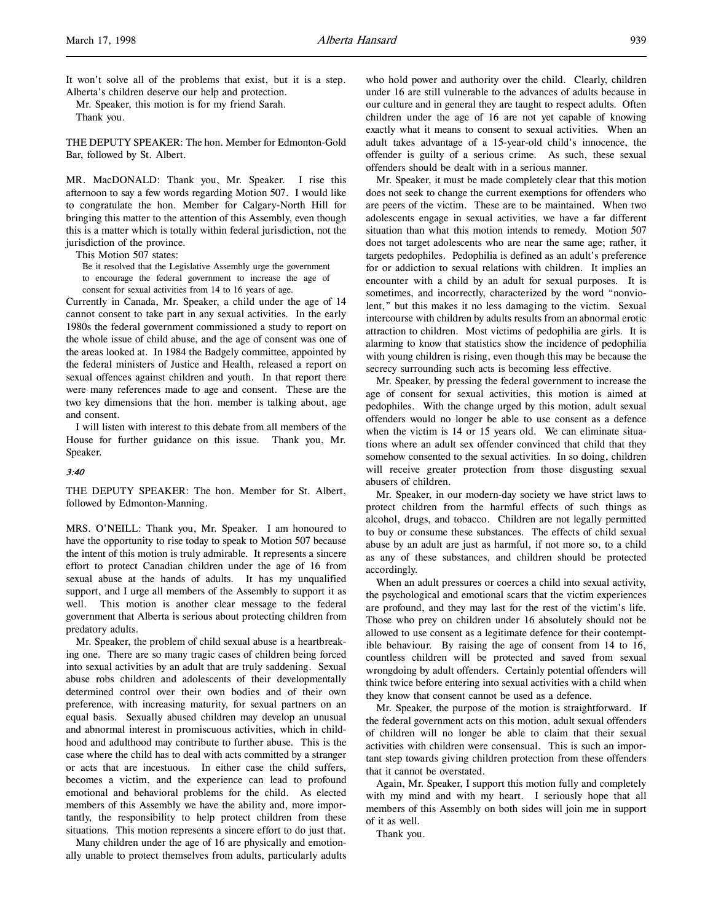It won't solve all of the problems that exist, but it is a step. Alberta's children deserve our help and protection.

Mr. Speaker, this motion is for my friend Sarah.

Thank you.

THE DEPUTY SPEAKER: The hon. Member for Edmonton-Gold Bar, followed by St. Albert.

MR. MacDONALD: Thank you, Mr. Speaker. I rise this afternoon to say a few words regarding Motion 507. I would like to congratulate the hon. Member for Calgary-North Hill for bringing this matter to the attention of this Assembly, even though this is a matter which is totally within federal jurisdiction, not the jurisdiction of the province.

This Motion 507 states:

> Be it resolved that the Legislative Assembly urge the government to encourage the federal government to increase the age of consent for sexual activities from 14 to 16 years of age.

Currently in Canada, Mr. Speaker, a child under the age of 14 cannot consent to take part in any sexual activities. In the early 1980s the federal government commissioned a study to report on the whole issue of child abuse, and the age of consent was one of the areas looked at. In 1984 the Badgely committee, appointed by the federal ministers of Justice and Health, released a report on sexual offences against children and youth. In that report there were many references made to age and consent. These are the two key dimensions that the hon. member is talking about, age and consent.

I will listen with interest to this debate from all members of the House for further guidance on this issue. Thank you, Mr. Speaker.

*3:40*

THE DEPUTY SPEAKER: The hon. Member for St. Albert, followed by Edmonton-Manning.

MRS. O'NEILL: Thank you, Mr. Speaker. I am honoured to have the opportunity to rise today to speak to Motion 507 because the intent of this motion is truly admirable. It represents a sincere effort to protect Canadian children under the age of 16 from sexual abuse at the hands of adults. It has my unqualified support, and I urge all members of the Assembly to support it as well. This motion is another clear message to the federal government that Alberta is serious about protecting children from predatory adults.

Mr. Speaker, the problem of child sexual abuse is a heartbreaking one. There are so many tragic cases of children being forced into sexual activities by an adult that are truly saddening. Sexual abuse robs children and adolescents of their developmentally determined control over their own bodies and of their own preference, with increasing maturity, for sexual partners on an equal basis. Sexually abused children may develop an unusual and abnormal interest in promiscuous activities, which in childhood and adulthood may contribute to further abuse. This is the case where the child has to deal with acts committed by a stranger or acts that are incestuous. In either case the child suffers, becomes a victim, and the experience can lead to profound emotional and behavioral problems for the child. As elected members of this Assembly we have the ability and, more importantly, the responsibility to help protect children from these situations. This motion represents a sincere effort to do just that.

Many children under the age of 16 are physically and emotionally unable to protect themselves from adults, particularly adults who hold power and authority over the child. Clearly, children under 16 are still vulnerable to the advances of adults because in our culture and in general they are taught to respect adults. Often children under the age of 16 are not yet capable of knowing exactly what it means to consent to sexual activities. When an adult takes advantage of a 15-year-old child's innocence, the offender is guilty of a serious crime. As such, these sexual offenders should be dealt with in a serious manner.

Mr. Speaker, it must be made completely clear that this motion does not seek to change the current exemptions for offenders who are peers of the victim. These are to be maintained. When two adolescents engage in sexual activities, we have a far different situation than what this motion intends to remedy. Motion 507 does not target adolescents who are near the same age; rather, it targets pedophiles. Pedophilia is defined as an adult's preference for or addiction to sexual relations with children. It implies an encounter with a child by an adult for sexual purposes. It is sometimes, and incorrectly, characterized by the word "nonviolent," but this makes it no less damaging to the victim. Sexual intercourse with children by adults results from an abnormal erotic attraction to children. Most victims of pedophilia are girls. It is alarming to know that statistics show the incidence of pedophilia with young children is rising, even though this may be because the secrecy surrounding such acts is becoming less effective.

Mr. Speaker, by pressing the federal government to increase the age of consent for sexual activities, this motion is aimed at pedophiles. With the change urged by this motion, adult sexual offenders would no longer be able to use consent as a defence when the victim is 14 or 15 years old. We can eliminate situations where an adult sex offender convinced that child that they somehow consented to the sexual activities. In so doing, children will receive greater protection from those disgusting sexual abusers of children.

Mr. Speaker, in our modern-day society we have strict laws to protect children from the harmful effects of such things as alcohol, drugs, and tobacco. Children are not legally permitted to buy or consume these substances. The effects of child sexual abuse by an adult are just as harmful, if not more so, to a child as any of these substances, and children should be protected accordingly.

When an adult pressures or coerces a child into sexual activity, the psychological and emotional scars that the victim experiences are profound, and they may last for the rest of the victim's life. Those who prey on children under 16 absolutely should not be allowed to use consent as a legitimate defence for their contemptible behaviour. By raising the age of consent from 14 to 16, countless children will be protected and saved from sexual wrongdoing by adult offenders. Certainly potential offenders will think twice before entering into sexual activities with a child when they know that consent cannot be used as a defence.

Mr. Speaker, the purpose of the motion is straightforward. If the federal government acts on this motion, adult sexual offenders of children will no longer be able to claim that their sexual activities with children were consensual. This is such an important step towards giving children protection from these offenders that it cannot be overstated.

Again, Mr. Speaker, I support this motion fully and completely with my mind and with my heart. I seriously hope that all members of this Assembly on both sides will join me in support of it as well.

Thank you.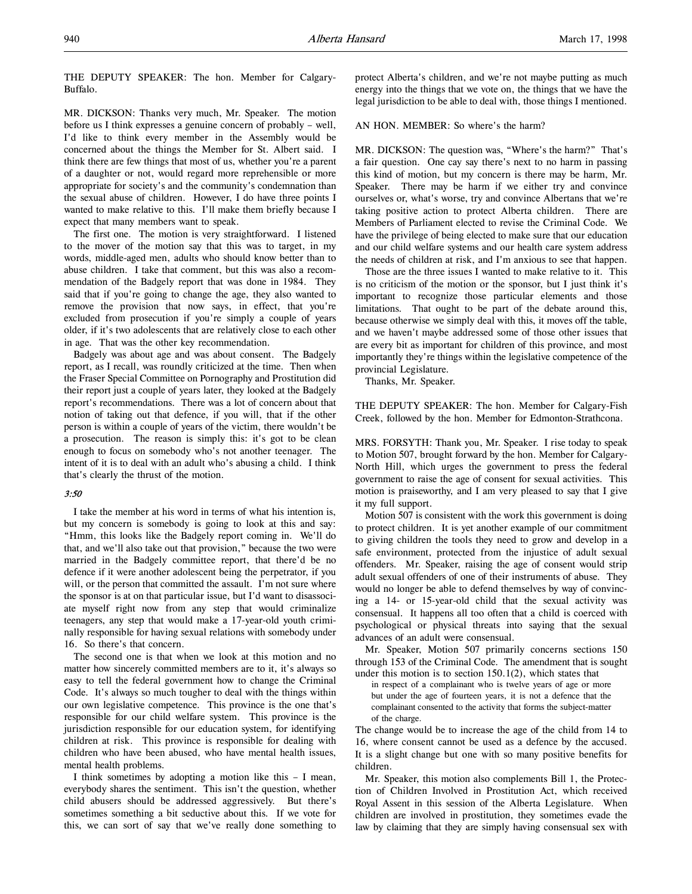THE DEPUTY SPEAKER: The hon. Member for Calgary-Buffalo.

MR. DICKSON: Thanks very much, Mr. Speaker. The motion before us I think expresses a genuine concern of probably – well, I'd like to think every member in the Assembly would be concerned about the things the Member for St. Albert said. I think there are few things that most of us, whether you're a parent of a daughter or not, would regard more reprehensible or more appropriate for society's and the community's condemnation than the sexual abuse of children. However, I do have three points I wanted to make relative to this. I'll make them briefly because I expect that many members want to speak.

The first one. The motion is very straightforward. I listened to the mover of the motion say that this was to target, in my words, middle-aged men, adults who should know better than to abuse children. I take that comment, but this was also a recommendation of the Badgely report that was done in 1984. They said that if you're going to change the age, they also wanted to remove the provision that now says, in effect, that you're excluded from prosecution if you're simply a couple of years older, if it's two adolescents that are relatively close to each other in age. That was the other key recommendation.

Badgely was about age and was about consent. The Badgely report, as I recall, was roundly criticized at the time. Then when the Fraser Special Committee on Pornography and Prostitution did their report just a couple of years later, they looked at the Badgely report's recommendations. There was a lot of concern about that notion of taking out that defence, if you will, that if the other person is within a couple of years of the victim, there wouldn't be a prosecution. The reason is simply this: it's got to be clean enough to focus on somebody who's not another teenager. The intent of it is to deal with an adult who's abusing a child. I think that's clearly the thrust of the motion.

*3:50*

I take the member at his word in terms of what his intention is, but my concern is somebody is going to look at this and say: "Hmm, this looks like the Badgely report coming in. We'll do that, and we'll also take out that provision," because the two were married in the Badgely committee report, that there'd be no defence if it were another adolescent being the perpetrator, if you will, or the person that committed the assault. I'm not sure where the sponsor is at on that particular issue, but I'd want to disassociate myself right now from any step that would criminalize teenagers, any step that would make a 17-year-old youth criminally responsible for having sexual relations with somebody under 16. So there's that concern.

The second one is that when we look at this motion and no matter how sincerely committed members are to it, it's always so easy to tell the federal government how to change the Criminal Code. It's always so much tougher to deal with the things within our own legislative competence. This province is the one that's responsible for our child welfare system. This province is the jurisdiction responsible for our education system, for identifying children at risk. This province is responsible for dealing with children who have been abused, who have mental health issues, mental health problems.

I think sometimes by adopting a motion like this – I mean, everybody shares the sentiment. This isn't the question, whether child abusers should be addressed aggressively. But there's sometimes something a bit seductive about this. If we vote for this, we can sort of say that we've really done something to protect Alberta's children, and we're not maybe putting as much energy into the things that we vote on, the things that we have the legal jurisdiction to be able to deal with, those things I mentioned.

AN HON. MEMBER: So where's the harm?

MR. DICKSON: The question was, "Where's the harm?" That's a fair question. One cay say there's next to no harm in passing this kind of motion, but my concern is there may be harm, Mr. Speaker. There may be harm if we either try and convince ourselves or, what's worse, try and convince Albertans that we're taking positive action to protect Alberta children. There are Members of Parliament elected to revise the Criminal Code. We have the privilege of being elected to make sure that our education and our child welfare systems and our health care system address the needs of children at risk, and I'm anxious to see that happen.

Those are the three issues I wanted to make relative to it. This is no criticism of the motion or the sponsor, but I just think it's important to recognize those particular elements and those limitations. That ought to be part of the debate around this, because otherwise we simply deal with this, it moves off the table, and we haven't maybe addressed some of those other issues that are every bit as important for children of this province, and most importantly they're things within the legislative competence of the provincial Legislature.

Thanks, Mr. Speaker.

THE DEPUTY SPEAKER: The hon. Member for Calgary-Fish Creek, followed by the hon. Member for Edmonton-Strathcona.

MRS. FORSYTH: Thank you, Mr. Speaker. I rise today to speak to Motion 507, brought forward by the hon. Member for Calgary-North Hill, which urges the government to press the federal government to raise the age of consent for sexual activities. This motion is praiseworthy, and I am very pleased to say that I give it my full support.

Motion 507 is consistent with the work this government is doing to protect children. It is yet another example of our commitment to giving children the tools they need to grow and develop in a safe environment, protected from the injustice of adult sexual offenders. Mr. Speaker, raising the age of consent would strip adult sexual offenders of one of their instruments of abuse. They would no longer be able to defend themselves by way of convincing a 14- or 15-year-old child that the sexual activity was consensual. It happens all too often that a child is coerced with psychological or physical threats into saying that the sexual advances of an adult were consensual.

Mr. Speaker, Motion 507 primarily concerns sections 150 through 153 of the Criminal Code. The amendment that is sought under this motion is to section 150.1(2), which states that

> in respect of a complainant who is twelve years of age or more but under the age of fourteen years, it is not a defence that the complainant consented to the activity that forms the subject-matter of the charge.

The change would be to increase the age of the child from 14 to 16, where consent cannot be used as a defence by the accused. It is a slight change but one with so many positive benefits for children.

Mr. Speaker, this motion also complements Bill 1, the Protection of Children Involved in Prostitution Act, which received Royal Assent in this session of the Alberta Legislature. When children are involved in prostitution, they sometimes evade the law by claiming that they are simply having consensual sex with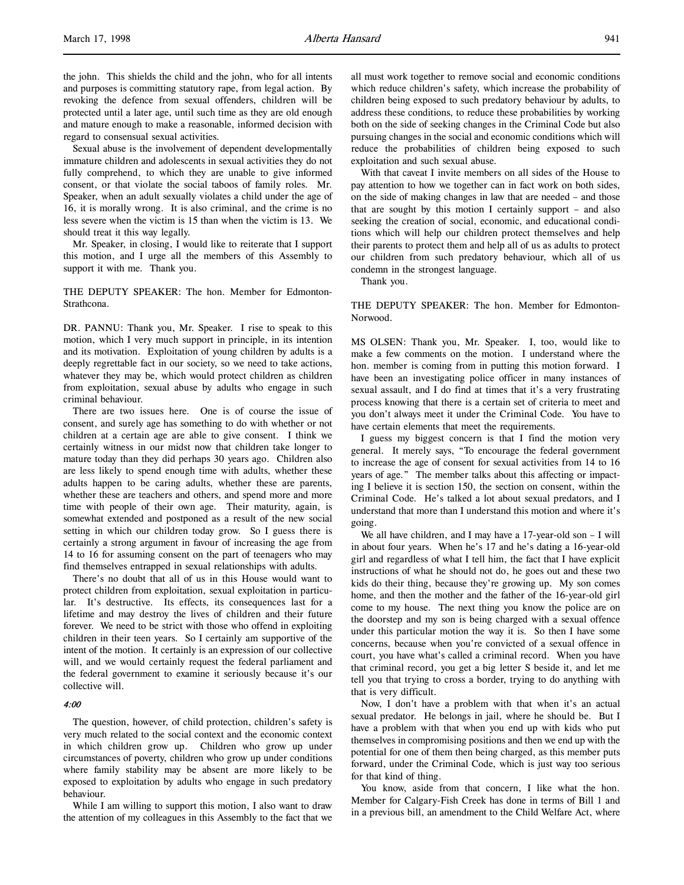the john. This shields the child and the john, who for all intents and purposes is committing statutory rape, from legal action. By revoking the defence from sexual offenders, children will be protected until a later age, until such time as they are old enough and mature enough to make a reasonable, informed decision with regard to consensual sexual activities.

Sexual abuse is the involvement of dependent developmentally immature children and adolescents in sexual activities they do not fully comprehend, to which they are unable to give informed consent, or that violate the social taboos of family roles. Mr. Speaker, when an adult sexually violates a child under the age of 16, it is morally wrong. It is also criminal, and the crime is no less severe when the victim is 15 than when the victim is 13. We should treat it this way legally.

Mr. Speaker, in closing, I would like to reiterate that I support this motion, and I urge all the members of this Assembly to support it with me. Thank you.

THE DEPUTY SPEAKER: The hon. Member for Edmonton-Strathcona.

DR. PANNU: Thank you, Mr. Speaker. I rise to speak to this motion, which I very much support in principle, in its intention and its motivation. Exploitation of young children by adults is a deeply regrettable fact in our society, so we need to take actions, whatever they may be, which would protect children as children from exploitation, sexual abuse by adults who engage in such criminal behaviour.

There are two issues here. One is of course the issue of consent, and surely age has something to do with whether or not children at a certain age are able to give consent. I think we certainly witness in our midst now that children take longer to mature today than they did perhaps 30 years ago. Children also are less likely to spend enough time with adults, whether these adults happen to be caring adults, whether these are parents, whether these are teachers and others, and spend more and more time with people of their own age. Their maturity, again, is somewhat extended and postponed as a result of the new social setting in which our children today grow. So I guess there is certainly a strong argument in favour of increasing the age from 14 to 16 for assuming consent on the part of teenagers who may find themselves entrapped in sexual relationships with adults.

There's no doubt that all of us in this House would want to protect children from exploitation, sexual exploitation in particular. It's destructive. Its effects, its consequences last for a lifetime and may destroy the lives of children and their future forever. We need to be strict with those who offend in exploiting children in their teen years. So I certainly am supportive of the intent of the motion. It certainly is an expression of our collective will, and we would certainly request the federal parliament and the federal government to examine it seriously because it's our collective will.

*4:00*

The question, however, of child protection, children's safety is very much related to the social context and the economic context in which children grow up. Children who grow up under circumstances of poverty, children who grow up under conditions where family stability may be absent are more likely to be exposed to exploitation by adults who engage in such predatory behaviour.

While I am willing to support this motion, I also want to draw the attention of my colleagues in this Assembly to the fact that we all must work together to remove social and economic conditions which reduce children's safety, which increase the probability of children being exposed to such predatory behaviour by adults, to address these conditions, to reduce these probabilities by working both on the side of seeking changes in the Criminal Code but also pursuing changes in the social and economic conditions which will reduce the probabilities of children being exposed to such exploitation and such sexual abuse.

With that caveat I invite members on all sides of the House to pay attention to how we together can in fact work on both sides, on the side of making changes in law that are needed – and those that are sought by this motion I certainly support – and also seeking the creation of social, economic, and educational conditions which will help our children protect themselves and help their parents to protect them and help all of us as adults to protect our children from such predatory behaviour, which all of us condemn in the strongest language.

Thank you.

THE DEPUTY SPEAKER: The hon. Member for Edmonton-Norwood.

MS OLSEN: Thank you, Mr. Speaker. I, too, would like to make a few comments on the motion. I understand where the hon. member is coming from in putting this motion forward. I have been an investigating police officer in many instances of sexual assault, and I do find at times that it's a very frustrating process knowing that there is a certain set of criteria to meet and you don't always meet it under the Criminal Code. You have to have certain elements that meet the requirements.

I guess my biggest concern is that I find the motion very general. It merely says, "To encourage the federal government to increase the age of consent for sexual activities from 14 to 16 years of age." The member talks about this affecting or impacting I believe it is section 150, the section on consent, within the Criminal Code. He's talked a lot about sexual predators, and I understand that more than I understand this motion and where it's going.

We all have children, and I may have a 17-year-old son – I will in about four years. When he's 17 and he's dating a 16-year-old girl and regardless of what I tell him, the fact that I have explicit instructions of what he should not do, he goes out and these two kids do their thing, because they're growing up. My son comes home, and then the mother and the father of the 16-year-old girl come to my house. The next thing you know the police are on the doorstep and my son is being charged with a sexual offence under this particular motion the way it is. So then I have some concerns, because when you're convicted of a sexual offence in court, you have what's called a criminal record. When you have that criminal record, you get a big letter S beside it, and let me tell you that trying to cross a border, trying to do anything with that is very difficult.

Now, I don't have a problem with that when it's an actual sexual predator. He belongs in jail, where he should be. But I have a problem with that when you end up with kids who put themselves in compromising positions and then we end up with the potential for one of them then being charged, as this member puts forward, under the Criminal Code, which is just way too serious for that kind of thing.

You know, aside from that concern, I like what the hon. Member for Calgary-Fish Creek has done in terms of Bill 1 and in a previous bill, an amendment to the Child Welfare Act, where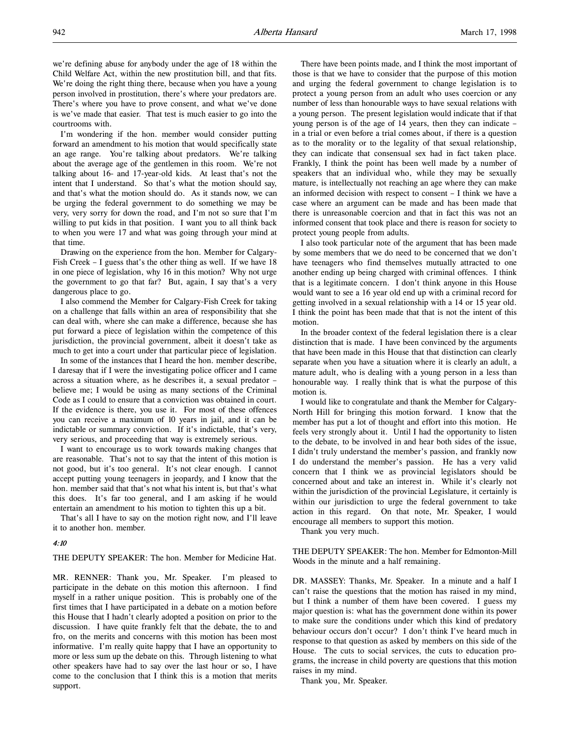we're defining abuse for anybody under the age of 18 within the Child Welfare Act, within the new prostitution bill, and that fits. We're doing the right thing there, because when you have a young person involved in prostitution, there's where your predators are. There's where you have to prove consent, and what we've done is we've made that easier. That test is much easier to go into the courtrooms with.

I'm wondering if the hon. member would consider putting forward an amendment to his motion that would specifically state an age range. You're talking about predators. We're talking about the average age of the gentlemen in this room. We're not talking about 16- and 17-year-old kids. At least that's not the intent that I understand. So that's what the motion should say, and that's what the motion should do. As it stands now, we can be urging the federal government to do something we may be very, very sorry for down the road, and I'm not so sure that I'm willing to put kids in that position. I want you to all think back to when you were 17 and what was going through your mind at that time.

Drawing on the experience from the hon. Member for Calgary-Fish Creek – I guess that's the other thing as well. If we have 18 in one piece of legislation, why 16 in this motion? Why not urge the government to go that far? But, again, I say that's a very dangerous place to go.

I also commend the Member for Calgary-Fish Creek for taking on a challenge that falls within an area of responsibility that she can deal with, where she can make a difference, because she has put forward a piece of legislation within the competence of this jurisdiction, the provincial government, albeit it doesn't take as much to get into a court under that particular piece of legislation.

In some of the instances that I heard the hon. member describe, I daresay that if I were the investigating police officer and I came across a situation where, as he describes it, a sexual predator – believe me; I would be using as many sections of the Criminal Code as I could to ensure that a conviction was obtained in court. If the evidence is there, you use it. For most of these offences you can receive a maximum of 10 years in jail, and it can be indictable or summary conviction. If it's indictable, that's very, very serious, and proceeding that way is extremely serious.

I want to encourage us to work towards making changes that are reasonable. That's not to say that the intent of this motion is not good, but it's too general. It's not clear enough. I cannot accept putting young teenagers in jeopardy, and I know that the hon. member said that that's not what his intent is, but that's what this does. It's far too general, and I am asking if he would entertain an amendment to his motion to tighten this up a bit.

That's all I have to say on the motion right now, and I'll leave it to another hon. member.

*4:10*

THE DEPUTY SPEAKER: The hon. Member for Medicine Hat.

MR. RENNER: Thank you, Mr. Speaker. I'm pleased to participate in the debate on this motion this afternoon. I find myself in a rather unique position. This is probably one of the first times that I have participated in a debate on a motion before this House that I hadn't clearly adopted a position on prior to the discussion. I have quite frankly felt that the debate, the to and fro, on the merits and concerns with this motion has been most informative. I'm really quite happy that I have an opportunity to more or less sum up the debate on this. Through listening to what other speakers have had to say over the last hour or so, I have come to the conclusion that I think this is a motion that merits support.

There have been points made, and I think the most important of those is that we have to consider that the purpose of this motion and urging the federal government to change legislation is to protect a young person from an adult who uses coercion or any number of less than honourable ways to have sexual relations with a young person. The present legislation would indicate that if that young person is of the age of 14 years, then they can indicate – in a trial or even before a trial comes about, if there is a question as to the morality or to the legality of that sexual relationship, they can indicate that consensual sex had in fact taken place. Frankly, I think the point has been well made by a number of speakers that an individual who, while they may be sexually mature, is intellectually not reaching an age where they can make an informed decision with respect to consent – I think we have a case where an argument can be made and has been made that there is unreasonable coercion and that in fact this was not an informed consent that took place and there is reason for society to protect young people from adults.

I also took particular note of the argument that has been made by some members that we do need to be concerned that we don't have teenagers who find themselves mutually attracted to one another ending up being charged with criminal offences. I think that is a legitimate concern. I don't think anyone in this House would want to see a 16 year old end up with a criminal record for getting involved in a sexual relationship with a 14 or 15 year old. I think the point has been made that that is not the intent of this motion.

In the broader context of the federal legislation there is a clear distinction that is made. I have been convinced by the arguments that have been made in this House that that distinction can clearly separate when you have a situation where it is clearly an adult, a mature adult, who is dealing with a young person in a less than honourable way. I really think that is what the purpose of this motion is.

I would like to congratulate and thank the Member for Calgary-North Hill for bringing this motion forward. I know that the member has put a lot of thought and effort into this motion. He feels very strongly about it. Until I had the opportunity to listen to the debate, to be involved in and hear both sides of the issue, I didn't truly understand the member's passion, and frankly now I do understand the member's passion. He has a very valid concern that I think we as provincial legislators should be concerned about and take an interest in. While it's clearly not within the jurisdiction of the provincial Legislature, it certainly is within our jurisdiction to urge the federal government to take action in this regard. On that note, Mr. Speaker, I would encourage all members to support this motion.

Thank you very much.

THE DEPUTY SPEAKER: The hon. Member for Edmonton-Mill Woods in the minute and a half remaining.

DR. MASSEY: Thanks, Mr. Speaker. In a minute and a half I can't raise the questions that the motion has raised in my mind, but I think a number of them have been covered. I guess my major question is: what has the government done within its power to make sure the conditions under which this kind of predatory behaviour occurs don't occur? I don't think I've heard much in response to that question as asked by members on this side of the House. The cuts to social services, the cuts to education programs, the increase in child poverty are questions that this motion raises in my mind.

Thank you, Mr. Speaker.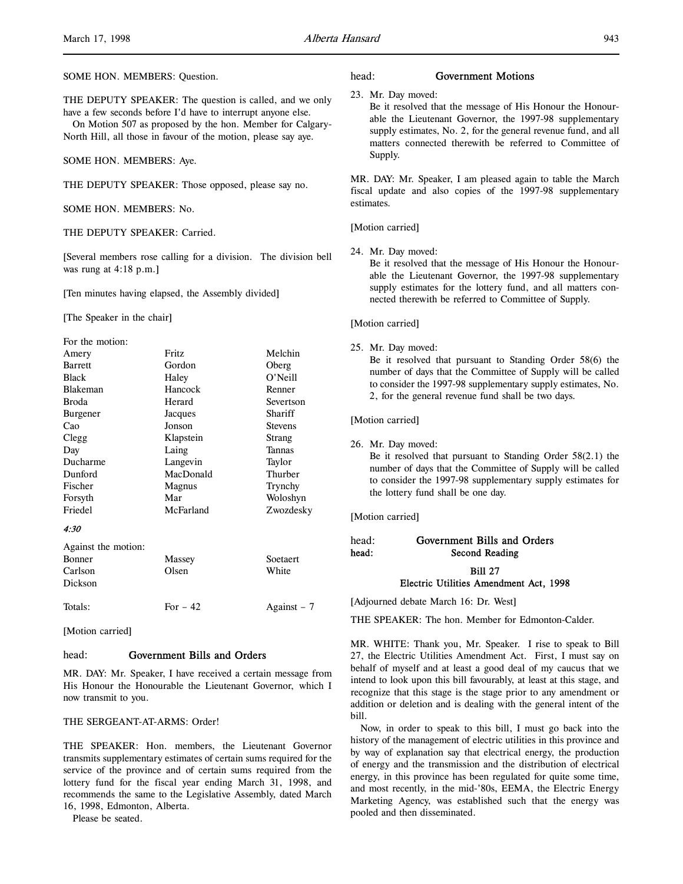SOME HON. MEMBERS: Question.

THE DEPUTY SPEAKER: The question is called, and we only have a few seconds before I'd have to interrupt anyone else.

On Motion 507 as proposed by the hon. Member for Calgary-North Hill, all those in favour of the motion, please say aye.

SOME HON. MEMBERS: Aye.

THE DEPUTY SPEAKER: Those opposed, please say no.

SOME HON. MEMBERS: No.

THE DEPUTY SPEAKER: Carried.

[Several members rose calling for a division. The division bell was rung at 4:18 p.m.]

[Ten minutes having elapsed, the Assembly divided]

[The Speaker in the chair]

For the motion:

| | | |
|---|---|---|
| Amery | Fritz | Melchin |
| Barrett | Gordon | Oberg |
| Black | Haley | O'Neill |
| Blakeman | Hancock | Renner |
| Broda | Herard | Severtson |
| Burgener | Jacques | Shariff |
| Cao | Jonson | Stevens |
| Clegg | Klapstein | Strang |
| Day | Laing | Tannas |
| Ducharme | Langevin | Taylor |
| Dunford | MacDonald | Thurber |
| Fischer | Magnus | Trynchy |
| Forsyth | Mar | Woloshyn |
| Friedel | McFarland | Zwozdesky |

*4:30*

Against the motion:

| | | |
|---|---|---|
| Bonner | Massey | Soetaert |
| Carlson | Olsen | White |
| Dickson | | |

Totals: For – 42 Against – 7

[Motion carried]

## head: Government Bills and Orders

MR. DAY: Mr. Speaker, I have received a certain message from His Honour the Honourable the Lieutenant Governor, which I now transmit to you.

THE SERGEANT-AT-ARMS: Order!

THE SPEAKER: Hon. members, the Lieutenant Governor transmits supplementary estimates of certain sums required for the service of the province and of certain sums required from the lottery fund for the fiscal year ending March 31, 1998, and recommends the same to the Legislative Assembly, dated March 16, 1998, Edmonton, Alberta.

Please be seated.

## head: Government Motions

23. Mr. Day moved:
    Be it resolved that the message of His Honour the Honourable the Lieutenant Governor, the 1997-98 supplementary supply estimates, No. 2, for the general revenue fund, and all matters connected therewith be referred to Committee of Supply.

MR. DAY: Mr. Speaker, I am pleased again to table the March fiscal update and also copies of the 1997-98 supplementary estimates.

[Motion carried]

24. Mr. Day moved:
    Be it resolved that the message of His Honour the Honourable the Lieutenant Governor, the 1997-98 supplementary supply estimates for the lottery fund, and all matters connected therewith be referred to Committee of Supply.

[Motion carried]

25. Mr. Day moved:
    Be it resolved that pursuant to Standing Order 58(6) the number of days that the Committee of Supply will be called to consider the 1997-98 supplementary supply estimates, No. 2, for the general revenue fund shall be two days.

[Motion carried]

26. Mr. Day moved:
    Be it resolved that pursuant to Standing Order 58(2.1) the number of days that the Committee of Supply will be called to consider the 1997-98 supplementary supply estimates for the lottery fund shall be one day.

[Motion carried]

## head: Government Bills and Orders
## head: Second Reading

### Bill 27
### Electric Utilities Amendment Act, 1998

[Adjourned debate March 16: Dr. West]

THE SPEAKER: The hon. Member for Edmonton-Calder.

MR. WHITE: Thank you, Mr. Speaker. I rise to speak to Bill 27, the Electric Utilities Amendment Act. First, I must say on behalf of myself and at least a good deal of my caucus that we intend to look upon this bill favourably, at least at this stage, and recognize that this stage is the stage prior to any amendment or addition or deletion and is dealing with the general intent of the bill.

Now, in order to speak to this bill, I must go back into the history of the management of electric utilities in this province and by way of explanation say that electrical energy, the production of energy and the transmission and the distribution of electrical energy, in this province has been regulated for quite some time, and most recently, in the mid-'80s, EEMA, the Electric Energy Marketing Agency, was established such that the energy was pooled and then disseminated.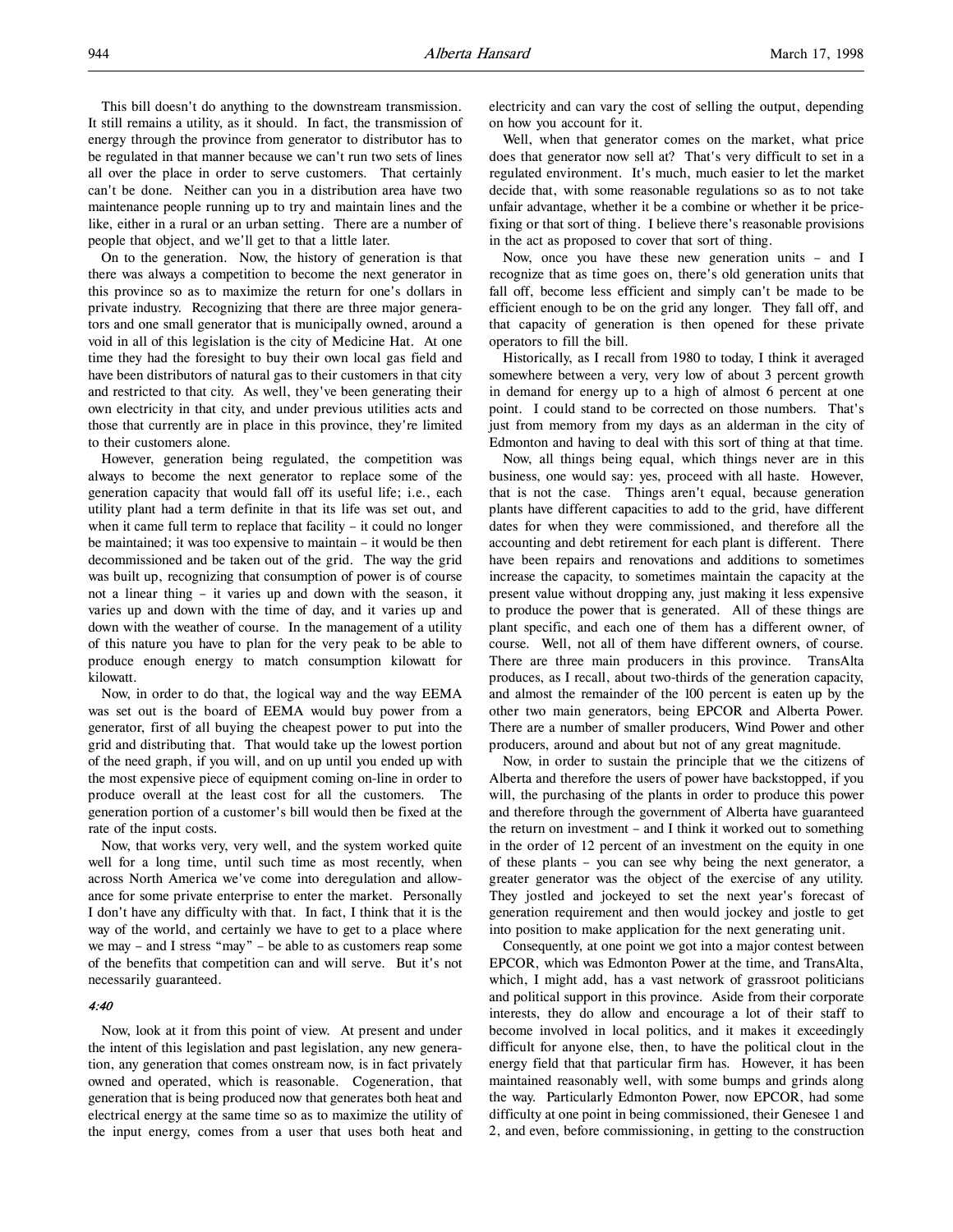This bill doesn't do anything to the downstream transmission. It still remains a utility, as it should. In fact, the transmission of energy through the province from generator to distributor has to be regulated in that manner because we can't run two sets of lines all over the place in order to serve customers. That certainly can't be done. Neither can you in a distribution area have two maintenance people running up to try and maintain lines and the like, either in a rural or an urban setting. There are a number of people that object, and we'll get to that a little later.

On to the generation. Now, the history of generation is that there was always a competition to become the next generator in this province so as to maximize the return for one's dollars in private industry. Recognizing that there are three major generators and one small generator that is municipally owned, around a void in all of this legislation is the city of Medicine Hat. At one time they had the foresight to buy their own local gas field and have been distributors of natural gas to their customers in that city and restricted to that city. As well, they've been generating their own electricity in that city, and under previous utilities acts and those that currently are in place in this province, they're limited to their customers alone.

However, generation being regulated, the competition was always to become the next generator to replace some of the generation capacity that would fall off its useful life; i.e., each utility plant had a term definite in that its life was set out, and when it came full term to replace that facility – it could no longer be maintained; it was too expensive to maintain – it would be then decommissioned and be taken out of the grid. The way the grid was built up, recognizing that consumption of power is of course not a linear thing – it varies up and down with the season, it varies up and down with the time of day, and it varies up and down with the weather of course. In the management of a utility of this nature you have to plan for the very peak to be able to produce enough energy to match consumption kilowatt for kilowatt.

Now, in order to do that, the logical way and the way EEMA was set out is the board of EEMA would buy power from a generator, first of all buying the cheapest power to put into the grid and distributing that. That would take up the lowest portion of the need graph, if you will, and on up until you ended up with the most expensive piece of equipment coming on-line in order to produce overall at the least cost for all the customers. The generation portion of a customer's bill would then be fixed at the rate of the input costs.

Now, that works very, very well, and the system worked quite well for a long time, until such time as most recently, when across North America we've come into deregulation and allowance for some private enterprise to enter the market. Personally I don't have any difficulty with that. In fact, I think that it is the way of the world, and certainly we have to get to a place where we may – and I stress "may" – be able to as customers reap some of the benefits that competition can and will serve. But it's not necessarily guaranteed.

*4:40*

Now, look at it from this point of view. At present and under the intent of this legislation and past legislation, any new generation, any generation that comes onstream now, is in fact privately owned and operated, which is reasonable. Cogeneration, that generation that is being produced now that generates both heat and electrical energy at the same time so as to maximize the utility of the input energy, comes from a user that uses both heat and electricity and can vary the cost of selling the output, depending on how you account for it.

Well, when that generator comes on the market, what price does that generator now sell at? That's very difficult to set in a regulated environment. It's much, much easier to let the market decide that, with some reasonable regulations so as to not take unfair advantage, whether it be a combine or whether it be price-fixing or that sort of thing. I believe there's reasonable provisions in the act as proposed to cover that sort of thing.

Now, once you have these new generation units – and I recognize that as time goes on, there's old generation units that fall off, become less efficient and simply can't be made to be efficient enough to be on the grid any longer. They fall off, and that capacity of generation is then opened for these private operators to fill the bill.

Historically, as I recall from 1980 to today, I think it averaged somewhere between a very, very low of about 3 percent growth in demand for energy up to a high of almost 6 percent at one point. I could stand to be corrected on those numbers. That's just from memory from my days as an alderman in the city of Edmonton and having to deal with this sort of thing at that time.

Now, all things being equal, which things never are in this business, one would say: yes, proceed with all haste. However, that is not the case. Things aren't equal, because generation plants have different capacities to add to the grid, have different dates for when they were commissioned, and therefore all the accounting and debt retirement for each plant is different. There have been repairs and renovations and additions to sometimes increase the capacity, to sometimes maintain the capacity at the present value without dropping any, just making it less expensive to produce the power that is generated. All of these things are plant specific, and each one of them has a different owner, of course. Well, not all of them have different owners, of course. There are three main producers in this province. TransAlta produces, as I recall, about two-thirds of the generation capacity, and almost the remainder of the 100 percent is eaten up by the other two main generators, being EPCOR and Alberta Power. There are a number of smaller producers, Wind Power and other producers, around and about but not of any great magnitude.

Now, in order to sustain the principle that we the citizens of Alberta and therefore the users of power have backstopped, if you will, the purchasing of the plants in order to produce this power and therefore through the government of Alberta have guaranteed the return on investment – and I think it worked out to something in the order of 12 percent of an investment on the equity in one of these plants – you can see why being the next generator, a greater generator was the object of the exercise of any utility. They jostled and jockeyed to set the next year's forecast of generation requirement and then would jockey and jostle to get into position to make application for the next generating unit.

Consequently, at one point we got into a major contest between EPCOR, which was Edmonton Power at the time, and TransAlta, which, I might add, has a vast network of grassroot politicians and political support in this province. Aside from their corporate interests, they do allow and encourage a lot of their staff to become involved in local politics, and it makes it exceedingly difficult for anyone else, then, to have the political clout in the energy field that that particular firm has. However, it has been maintained reasonably well, with some bumps and grinds along the way. Particularly Edmonton Power, now EPCOR, had some difficulty at one point in being commissioned, their Genesee 1 and 2, and even, before commissioning, in getting to the construction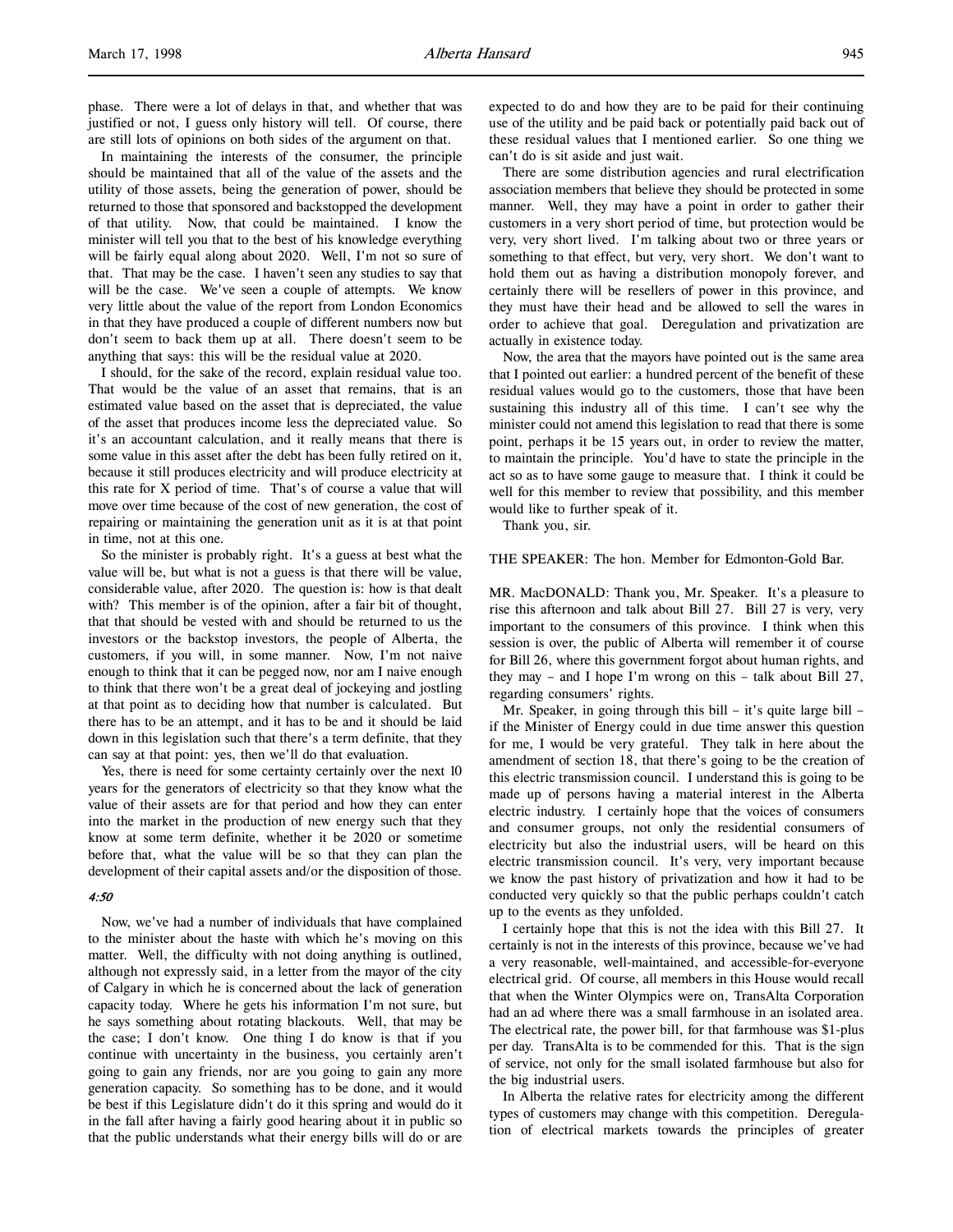phase. There were a lot of delays in that, and whether that was justified or not, I guess only history will tell. Of course, there are still lots of opinions on both sides of the argument on that.

In maintaining the interests of the consumer, the principle should be maintained that all of the value of the assets and the utility of those assets, being the generation of power, should be returned to those that sponsored and backstopped the development of that utility. Now, that could be maintained. I know the minister will fairly tell you that to the best of his knowledge everything will be fairly equal along about 2020. Well, I'm not so sure of that. That may be the case. I haven't seen any studies to say that will be the case. We've seen a couple of attempts. We know very little about the value of the report from London Economics in that they have produced a couple of different numbers now but don't seem to back them up at all. There doesn't seem to be anything that says: this will be the residual value at 2020.

I should, for the sake of the record, explain residual value too. That would be the value of an asset that remains, that is an estimated value based on the asset that is depreciated, the value of the asset that produces income less the depreciated value. So it's an accountant calculation, and it really means that there is some value in this asset after the debt has been fully retired on it, because it still produces electricity and will produce electricity at this rate for X period of time. That's of course a value that will move over time because of the cost of new generation, the cost of repairing or maintaining the generation unit as it is at that point in time, not at this one.

So the minister is probably right. It's a guess at best what the value will be, but what is not a guess is that there will be value, considerable value, after 2020. The question is: how is that dealt with? This member is of the opinion, after a fair bit of thought, that that should be vested with and should be returned to us the investors or the backstop investors, the people of Alberta, the customers, if you will, in some manner. Now, I'm not naive enough to think that it can be pegged now, nor am I naive enough to think that there won't be a great deal of jockeying and jostling at that point as to deciding how that number is calculated. But there has to be an attempt, and it has to be and it should be laid down in this legislation such that there's a term definite, that they can say at that point: yes, then we'll do that evaluation.

Yes, there is need for some certainty certainly over the next 10 years for the generators of electricity so that they know what the value of their assets are for that period and how they can enter into the market in the production of new energy such that they know at some term definite, whether it be 2020 or sometime before that, what the value will be so that they can plan the development of their capital assets and/or the disposition of those.

*4:50*

Now, we've had a number of individuals that have complained to the minister about the haste with which he's moving on this matter. Well, the difficulty with not doing anything is outlined, although not expressly said, in a letter from the mayor of the city of Calgary in which he is concerned about the lack of generation capacity today. Where he gets his information I'm not sure, but he says something about rotating blackouts. Well, that may be the case; I don't know. One thing I do know is that if you continue with uncertainty in the business, you certainly aren't going to gain any friends, nor are you going to gain any more generation capacity. So something has to be done, and it would be best if this Legislature didn't do it this spring and would do it in the fall after having a fairly good hearing about it in public so that the public understands what their energy bills will do or are expected to do and how they are to be paid for their continuing use of the utility and be paid back or potentially paid back out of these residual values that I mentioned earlier. So one thing we can't do is sit aside and just wait.

There are some distribution agencies and rural electrification association members that believe they should be protected in some manner. Well, they may have a point in order to gather their customers in a very short period of time, but protection would be very, very short lived. I'm talking about two or three years or something to that effect, but very, very short. We don't want to hold them out as having a distribution monopoly forever, and certainly there will be resellers of power in this province, and they must have their head and be allowed to sell the wares in order to achieve that goal. Deregulation and privatization are actually in existence today.

Now, the area that the mayors have pointed out is the same area that I pointed out earlier: a hundred percent of the benefit of these residual values would go to the customers, those that have been sustaining this industry all of this time. I can't see why the minister could not amend this legislation to read that there is some point, perhaps it be 15 years out, in order to review the matter, to maintain the principle. You'd have to state the principle in the act so as to have some gauge to measure that. I think it could be well for this member to review that possibility, and this member would like to further speak of it.

Thank you, sir.

THE SPEAKER: The hon. Member for Edmonton-Gold Bar.

MR. MacDONALD: Thank you, Mr. Speaker. It's a pleasure to rise this afternoon and talk about Bill 27. Bill 27 is very, very important to the consumers of this province. I think when this session is over, the public of Alberta will remember it of course for Bill 26, where this government forgot about human rights, and they may – and I hope I'm wrong on this – talk about Bill 27, regarding consumers' rights.

Mr. Speaker, in going through this bill – it's quite large bill – if the Minister of Energy could in due time answer this question for me, I would be very grateful. They talk in here about the amendment of section 18, that there's going to be the creation of this electric transmission council. I understand this is going to be made up of persons having a material interest in the Alberta electric industry. I certainly hope that the voices of consumers and consumer groups, not only the residential consumers of electricity but also the industrial users, will be heard on this electric transmission council. It's very, very important because we know the past history of privatization and how it had to be conducted very quickly so that the public perhaps couldn't catch up to the events as they unfolded.

I certainly hope that this is not the idea with this Bill 27. It certainly is not in the interests of this province, because we've had a very reasonable, well-maintained, and accessible-for-everyone electrical grid. Of course, all members in this House would recall that when the Winter Olympics were on, TransAlta Corporation had an ad where there was a small farmhouse in an isolated area. The electrical rate, the power bill, for that farmhouse was $1-plus per day. TransAlta is to be commended for this. That is the sign of service, not only for the small isolated farmhouse but also for the big industrial users.

In Alberta the relative rates for electricity among the different types of customers may change with this competition. Deregulation of electrical markets towards the principles of greater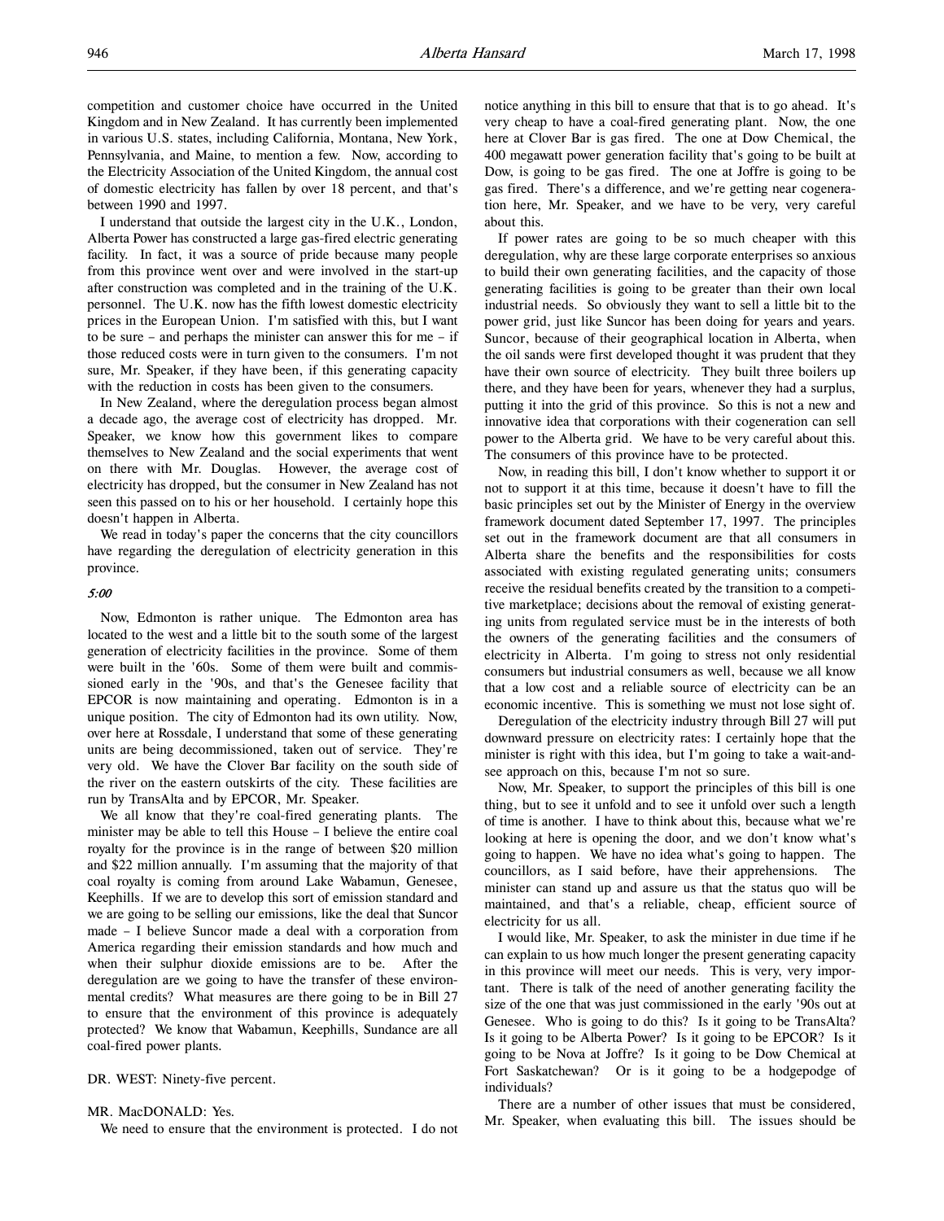competition and customer choice have occurred in the United Kingdom and in New Zealand. It has currently been implemented in various U.S. states, including California, Montana, New York, Pennsylvania, and Maine, to mention a few. Now, according to the Electricity Association of the United Kingdom, the annual cost of domestic electricity has fallen by over 18 percent, and that's between 1990 and 1997.

I understand that outside the largest city in the U.K., London, Alberta Power has constructed a large gas-fired electric generating facility. In fact, it was a source of pride because many people from this province went over and were involved in the start-up after construction was completed and in the training of the U.K. personnel. The U.K. now has the fifth lowest domestic electricity prices in the European Union. I'm satisfied with this, but I want to be sure – and perhaps the minister can answer this for me – if those reduced costs were in turn given to the consumers. I'm not sure, Mr. Speaker, if they have been, if this generating capacity with the reduction in costs has been given to the consumers.

In New Zealand, where the deregulation process began almost a decade ago, the average cost of electricity has dropped. Mr. Speaker, we know how this government likes to compare themselves to New Zealand and the social experiments that went on there with Mr. Douglas. However, the average cost of electricity has dropped, but the consumer in New Zealand has not seen this passed on to his or her household. I certainly hope this doesn't happen in Alberta.

We read in today's paper the concerns that the city councillors have regarding the deregulation of electricity generation in this province.

*5:00*

Now, Edmonton is rather unique. The Edmonton area has located to the west and a little bit to the south some of the largest generation of electricity facilities in the province. Some of them were built in the '60s. Some of them were built and commissioned early in the '90s, and that's the Genesee facility that EPCOR is now maintaining and operating. Edmonton is in a unique position. The city of Edmonton had its own utility. Now, over here at Rossdale, I understand that some of these generating units are being decommissioned, taken out of service. They're very old. We have the Clover Bar facility on the south side of the river on the eastern outskirts of the city. These facilities are run by TransAlta and by EPCOR, Mr. Speaker.

We all know that they're coal-fired generating plants. The minister may be able to tell this House – I believe the entire coal royalty for the province is in the range of between $20 million and $22 million annually. I'm assuming that the majority of that coal royalty is coming from around Lake Wabamun, Genesee, Keephills. If we are to develop this sort of emission standard and we are going to be selling our emissions, like the deal that Suncor made – I believe Suncor made a deal with a corporation from America regarding their emission standards and how much and when their sulphur dioxide emissions are to be. After the deregulation are we going to have the transfer of these environmental credits? What measures are there going to be in Bill 27 to ensure that the environment of this province is adequately protected? We know that Wabamun, Keephills, Sundance are all coal-fired power plants.

DR. WEST: Ninety-five percent.

MR. MacDONALD: Yes.

We need to ensure that the environment is protected. I do not notice anything in this bill to ensure that that is to go ahead. It's very cheap to have a coal-fired generating plant. Now, the one here at Clover Bar is gas fired. The one at Dow Chemical, the 400 megawatt power generation facility that's going to be built at Dow, is going to be gas fired. The one at Joffre is going to be gas fired. There's a difference, and we're getting near cogeneration here, Mr. Speaker, and we have to be very, very careful about this.

If power rates are going to be so much cheaper with this deregulation, why are these large corporate enterprises so anxious to build their own generating facilities, and the capacity of those generating facilities is going to be greater than their own local industrial needs. So obviously they want to sell a little bit to the power grid, just like Suncor has been doing for years and years. Suncor, because of their geographical location in Alberta, when the oil sands were first developed thought it was prudent that they have their own source of electricity. They built three boilers up there, and they have been for years, whenever they had a surplus, putting it into the grid of this province. So this is not a new and innovative idea that corporations with their cogeneration can sell power to the Alberta grid. We have to be very careful about this. The consumers of this province have to be protected.

Now, in reading this bill, I don't know whether to support it or not to support it at this time, because it doesn't have to fill the basic principles set out by the Minister of Energy in the overview framework document dated September 17, 1997. The principles set out in the framework document are that all consumers in Alberta share the benefits and the responsibilities for costs associated with existing regulated generating units; consumers receive the residual benefits created by the transition to a competitive marketplace; decisions about the removal of existing generating units from regulated service must be in the interests of both the owners of the generating facilities and the consumers of electricity in Alberta. I'm going to stress not only residential consumers but industrial consumers as well, because we all know that a low cost and a reliable source of electricity can be an economic incentive. This is something we must not lose sight of.

Deregulation of the electricity industry through Bill 27 will put downward pressure on electricity rates: I certainly hope that the minister is right with this idea, but I'm going to take a wait-and-see approach on this, because I'm not so sure.

Now, Mr. Speaker, to support the principles of this bill is one thing, but to see it unfold and to see it unfold over such a length of time is another. I have to think about this, because what we're looking at here is opening the door, and we don't know what's going to happen. We have no idea what's going to happen. The councillors, as I said before, have their apprehensions. The minister can stand up and assure us that the status quo will be maintained, and that's a reliable, cheap, efficient source of electricity for us all.

I would like, Mr. Speaker, to ask the minister in due time if he can explain to us how much longer the present generating capacity in this province will meet our needs. This is very, very important. There is talk of the need of another generating facility the size of the one that was just commissioned in the early '90s out at Genesee. Who is going to do this? Is it going to be TransAlta? Is it going to be Alberta Power? Is it going to be EPCOR? Is it going to be Nova at Joffre? Is it going to be Dow Chemical at Fort Saskatchewan? Or is it going to be a hodgepodge of individuals?

There are a number of other issues that must be considered, Mr. Speaker, when evaluating this bill. The issues should be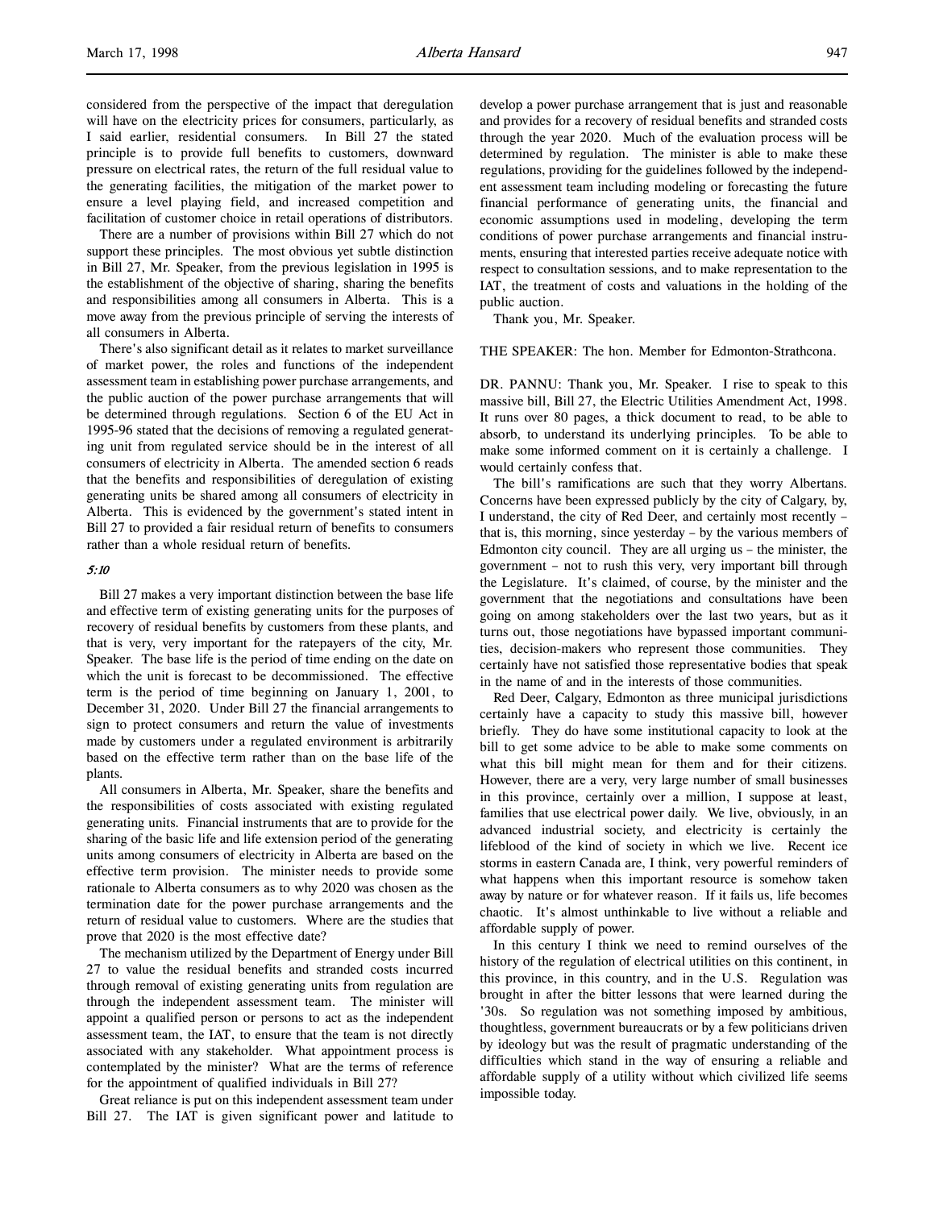considered from the perspective of the impact that deregulation will have on the electricity prices for consumers, particularly, as I said earlier, residential consumers. In Bill 27 the stated principle is to provide full benefits to customers, downward pressure on electrical rates, the return of the full residual value to the generating facilities, the mitigation of the market power to ensure a level playing field, and increased competition and facilitation of customer choice in retail operations of distributors.

There are a number of provisions within Bill 27 which do not support these principles. The most obvious yet subtle distinction in Bill 27, Mr. Speaker, from the previous legislation in 1995 is the establishment of the objective of sharing, sharing the benefits and responsibilities among all consumers in Alberta. This is a move away from the previous principle of serving the interests of all consumers in Alberta.

There's also significant detail as it relates to market surveillance of market power, the roles and functions of the independent assessment team in establishing power purchase arrangements, and the public auction of the power purchase arrangements that will be determined through regulations. Section 6 of the EU Act in 1995-96 stated that the decisions of removing a regulated generating unit from regulated service should be in the interest of all consumers of electricity in Alberta. The amended section 6 reads that the benefits and responsibilities of deregulation of existing generating units be shared among all consumers of electricity in Alberta. This is evidenced by the government's stated intent in Bill 27 to provided a fair residual return of benefits to consumers rather than a whole residual return of benefits.

*5:10*

Bill 27 makes a very important distinction between the base life and effective term of existing generating units for the purposes of recovery of residual benefits by customers from these plants, and that is very, very important for the ratepayers of the city, Mr. Speaker. The base life is the period of time ending on the date on which the unit is forecast to be decommissioned. The effective term is the period of time beginning on January 1, 2001, to December 31, 2020. Under Bill 27 the financial arrangements to sign to protect consumers and return the value of investments made by customers under a regulated environment is arbitrarily based on the effective term rather than on the base life of the plants.

All consumers in Alberta, Mr. Speaker, share the benefits and the responsibilities of costs associated with existing regulated generating units. Financial instruments that are to provide for the sharing of the basic life and life extension period of the generating units among consumers of electricity in Alberta are based on the effective term provision. The minister needs to provide some rationale to Alberta consumers as to why 2020 was chosen as the termination date for the power purchase arrangements and the return of residual value to customers. Where are the studies that prove that 2020 is the most effective date?

The mechanism utilized by the Department of Energy under Bill 27 to value the residual benefits and stranded costs incurred through removal of existing generating units from regulation are through the independent assessment team. The minister will appoint a qualified person or persons to act as the independent assessment team, the IAT, to ensure that the team is not directly associated with any stakeholder. What appointment process is contemplated by the minister? What are the terms of reference for the appointment of qualified individuals in Bill 27?

Great reliance is put on this independent assessment team under Bill 27. The IAT is given significant power and latitude to develop a power purchase arrangement that is just and reasonable and provides for a recovery of residual benefits and stranded costs through the year 2020. Much of the evaluation process will be determined by regulation. The minister is able to make these regulations, providing for the guidelines followed by the independent assessment team including modeling or forecasting the future financial performance of generating units, the financial and economic assumptions used in modeling, developing the term conditions of power purchase arrangements and financial instruments, ensuring that interested parties receive adequate notice with respect to consultation sessions, and to make representation to the IAT, the treatment of costs and valuations in the holding of the public auction.

Thank you, Mr. Speaker.

THE SPEAKER: The hon. Member for Edmonton-Strathcona.

DR. PANNU: Thank you, Mr. Speaker. I rise to speak to this massive bill, Bill 27, the Electric Utilities Amendment Act, 1998. It runs over 80 pages, a thick document to read, to be able to absorb, to understand its underlying principles. To be able to make some informed comment on it is certainly a challenge. I would certainly confess that.

The bill's ramifications are such that they worry Albertans. Concerns have been expressed publicly by the city of Calgary, by, I understand, the city of Red Deer, and certainly most recently – that is, this morning, since yesterday – by the various members of Edmonton city council. They are all urging us – the minister, the government – not to rush this very, very important bill through the Legislature. It's claimed, of course, by the minister and the government that the negotiations and consultations have been going on among stakeholders over the last two years, but as it turns out, those negotiations have bypassed important communities, decision-makers who represent those communities. They certainly have not satisfied those representative bodies that speak in the name of and in the interests of those communities.

Red Deer, Calgary, Edmonton as three municipal jurisdictions certainly have a capacity to study this massive bill, however briefly. They do have some institutional capacity to look at the bill to get some advice to be able to make some comments on what this bill might mean for them and for their citizens. However, there are a very, very large number of small businesses in this province, certainly over a million, I suppose at least, families that use electrical power daily. We live, obviously, in an advanced industrial society, and electricity is certainly the lifeblood of the kind of society in which we live. Recent ice storms in eastern Canada are, I think, very powerful reminders of what happens when this important resource is somehow taken away by nature or for whatever reason. If it fails us, life becomes chaotic. It's almost unthinkable to live without a reliable and affordable supply of power.

In this century I think we need to remind ourselves of the history of the regulation of electrical utilities on this continent, in this province, in this country, and in the U.S. Regulation was brought in after the bitter lessons that were learned during the '30s. So regulation was not something imposed by ambitious, thoughtless, government bureaucrats or by a few politicians driven by ideology but was the result of pragmatic understanding of the difficulties which stand in the way of ensuring a reliable and affordable supply of a utility without which civilized life seems impossible today.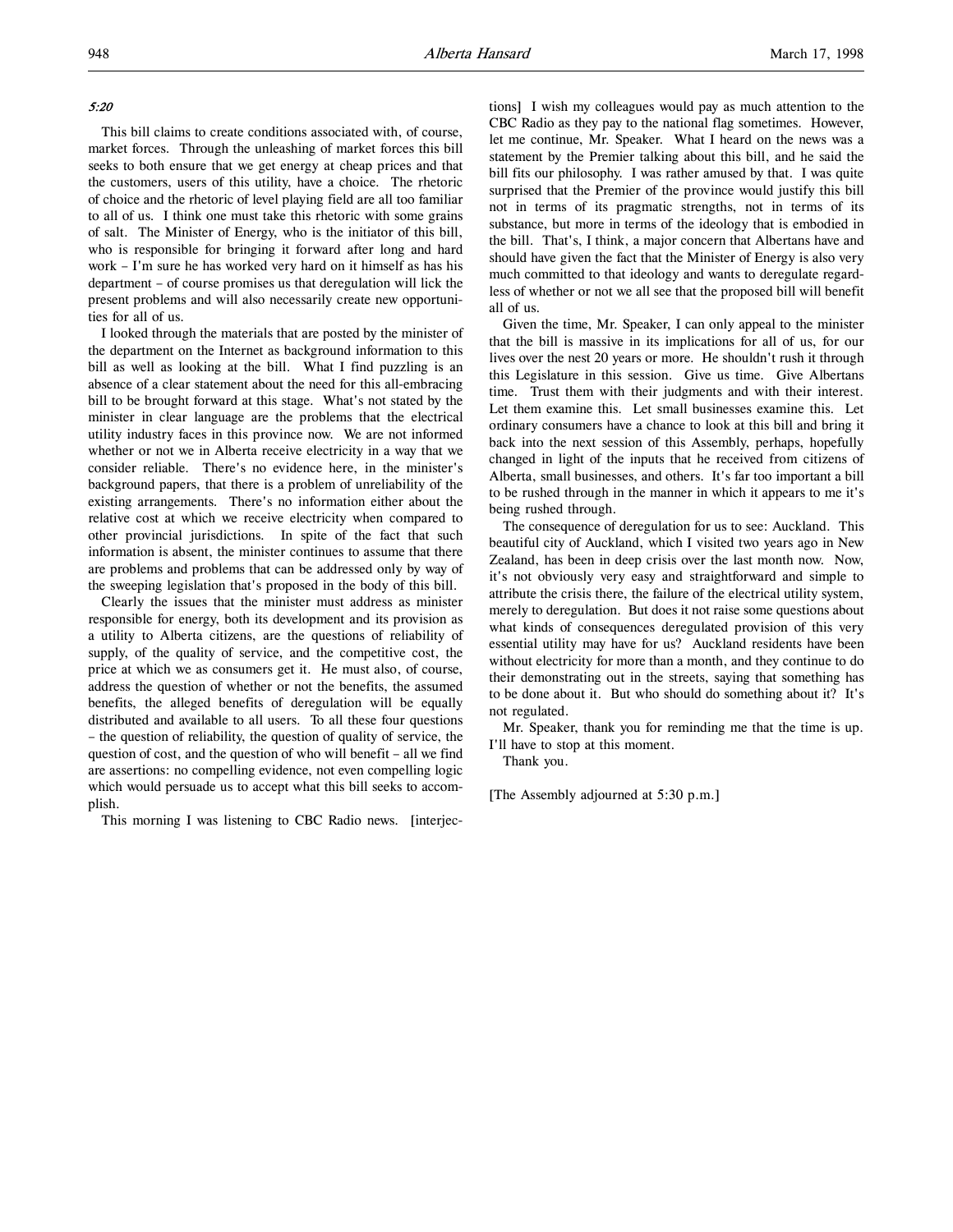*5:20*

This bill claims to create conditions associated with, of course, market forces. Through the unleashing of market forces this bill seeks to both ensure that we get energy at cheap prices and that the customers, users of this utility, have a choice. The rhetoric of choice and the rhetoric of level playing field are all too familiar to all of us. I think one must take this rhetoric with some grains of salt. The Minister of Energy, who is the initiator of this bill, who is responsible for bringing it forward after long and hard work – I'm sure he has worked very hard on it himself as has his department – of course promises us that deregulation will lick the present problems and will also necessarily create new opportunities for all of us.

I looked through the materials that are posted by the minister of the department on the Internet as background information to this bill as well as looking at the bill. What I find puzzling is an absence of a clear statement about the need for this all-embracing bill to be brought forward at this stage. What's not stated by the minister in clear language are the problems that the electrical utility industry faces in this province now. We are not informed whether or not we in Alberta receive electricity in a way that we consider reliable. There's no evidence here, in the minister's background papers, that there is a problem of unreliability of the existing arrangements. There's no information either about the relative cost at which we receive electricity when compared to other provincial jurisdictions. In spite of the fact that such information is absent, the minister continues to assume that there are problems and problems that can be addressed only by way of the sweeping legislation that's proposed in the body of this bill.

Clearly the issues that the minister must address as minister responsible for energy, both its development and its provision as a utility to Alberta citizens, are the questions of reliability of supply, of the quality of service, and the competitive cost, the price at which we as consumers get it. He must also, of course, address the question of whether or not the benefits, the assumed benefits, the alleged benefits of deregulation will be equally distributed and available to all users. To all these four questions – the question of reliability, the question of quality of service, the question of cost, and the question of who will benefit – all we find are assertions: no compelling evidence, not even compelling logic which would persuade us to accept what this bill seeks to accomplish.

This morning I was listening to CBC Radio news. [interjections] I wish my colleagues would pay as much attention to the CBC Radio as they pay to the national flag sometimes. However, let me continue, Mr. Speaker. What I heard on the news was a statement by the Premier talking about this bill, and he said the bill fits our philosophy. I was rather amused by that. I was quite surprised that the Premier of the province would justify this bill not in terms of its pragmatic strengths, not in terms of its substance, but more in terms of the ideology that is embodied in the bill. That's, I think, a major concern that Albertans have and should have given the fact that the Minister of Energy is also very much committed to that ideology and wants to deregulate regardless of whether or not we all see that the proposed bill will benefit all of us.

Given the time, Mr. Speaker, I can only appeal to the minister that the bill is massive in its implications for all of us, for our lives over the nest 20 years or more. He shouldn't rush it through this Legislature in this session. Give us time. Give Albertans time. Trust them with their judgments and with their interest. Let them examine this. Let small businesses examine this. Let ordinary consumers have a chance to look at this bill and bring it back into the next session of this Assembly, perhaps, hopefully changed in light of the inputs that he received from citizens of Alberta, small businesses, and others. It's far too important a bill to be rushed through in the manner in which it appears to me it's being rushed through.

The consequence of deregulation for us to see: Auckland. This beautiful city of Auckland, which I visited two years ago in New Zealand, has been in deep crisis over the last month now. Now, it's not obviously very easy and straightforward and simple to attribute the crisis there, the failure of the electrical utility system, merely to deregulation. But does it not raise some questions about what kinds of consequences deregulated provision of this very essential utility may have for us? Auckland residents have been without electricity for more than a month, and they continue to do their demonstrating out in the streets, saying that something has to be done about it. But who should do something about it? It's not regulated.

Mr. Speaker, thank you for reminding me that the time is up. I'll have to stop at this moment.

Thank you.

[The Assembly adjourned at 5:30 p.m.]